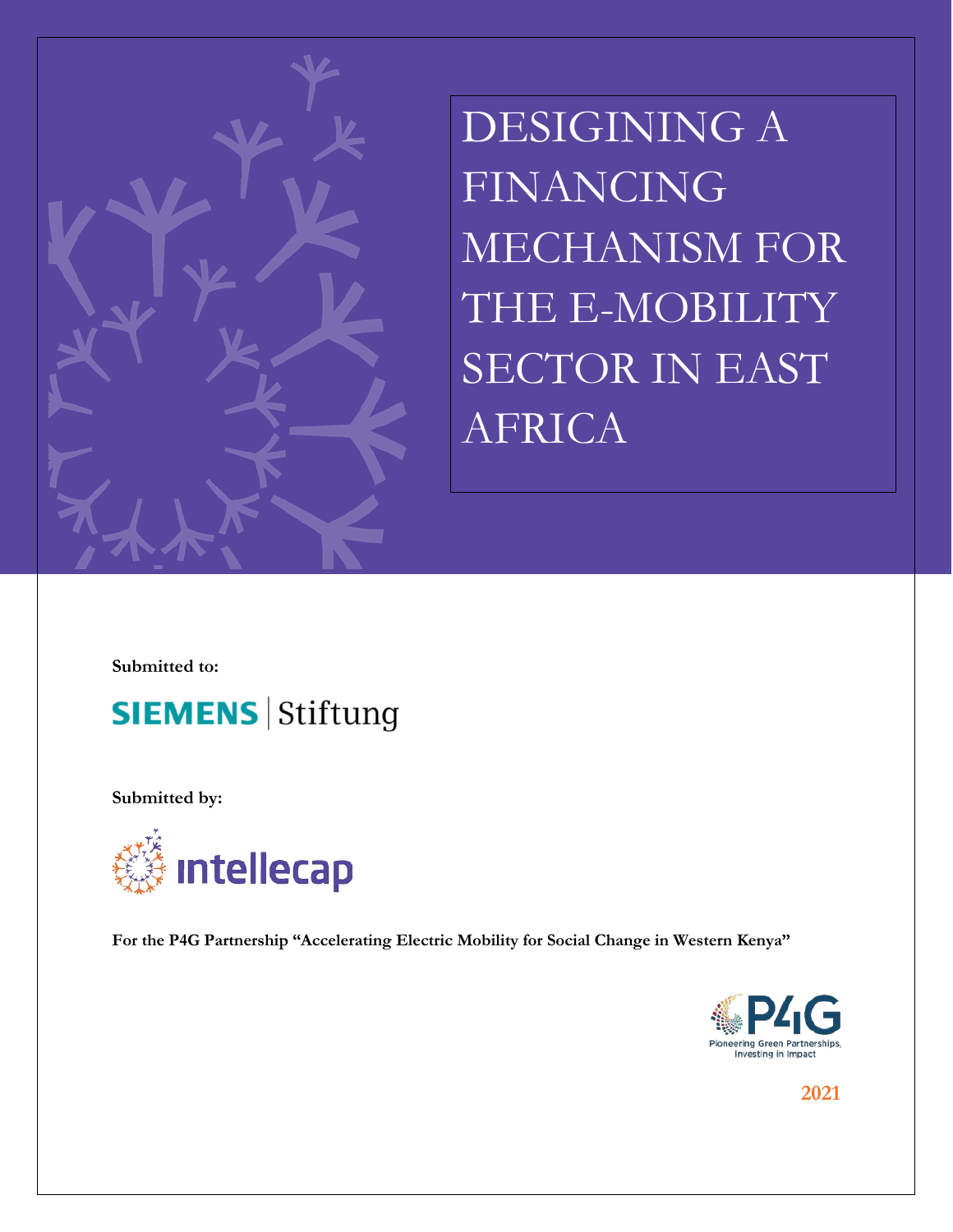# DESIGINING A FINANCING MECHANISM FOR THE E-MOBILITY SECTOR IN EAST AFRICA

**Submitted to:**

SIEMENS Stiftung

**Submitted by:**

intellecap

**For the P4G Partnership "Accelerating Electric Mobility for Social Change in Western Kenya"**

P4G Pioneering Green Partnerships, Investing in Impact

2021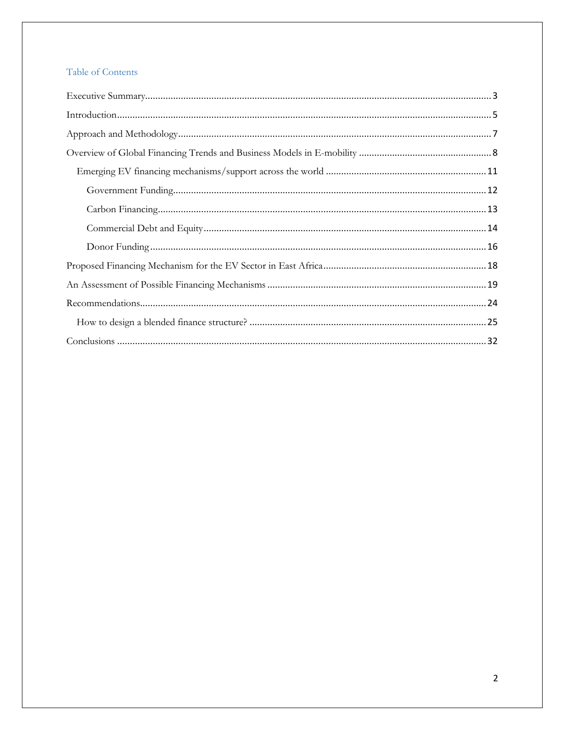# Table of Contents

Executive Summary ........................................................................................................ 3

Introduction ................................................................................................................. 5

Approach and Methodology .......................................................................................... 7

Overview of Global Financing Trends and Business Models in E-mobility .................... 8

- Emerging EV financing mechanisms/support across the world ................................ 11
  - Government Funding ......................................................................................... 12
  - Carbon Financing ................................................................................................ 13
  - Commercial Debt and Equity .............................................................................. 14
  - Donor Funding .................................................................................................... 16

Proposed Financing Mechanism for the EV Sector in East Africa ................................. 18

An Assessment of Possible Financing Mechanisms ...................................................... 19

Recommendations ........................................................................................................ 24

- How to design a blended finance structure? ............................................................ 25

Conclusions ................................................................................................................. 32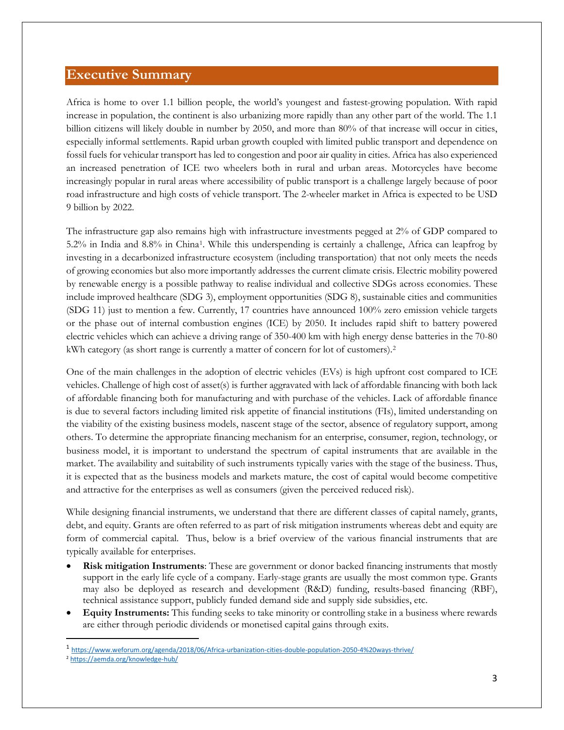## Executive Summary

Africa is home to over 1.1 billion people, the world's youngest and fastest-growing population. With rapid increase in population, the continent is also urbanizing more rapidly than any other part of the world. The 1.1 billion citizens will likely double in number by 2050, and more than 80% of that increase will occur in cities, especially informal settlements. Rapid urban growth coupled with limited public transport and dependence on fossil fuels for vehicular transport has led to congestion and poor air quality in cities. Africa has also experienced an increased penetration of ICE two wheelers both in rural and urban areas. Motorcycles have become increasingly popular in rural areas where accessibility of public transport is a challenge largely because of poor road infrastructure and high costs of vehicle transport. The 2-wheeler market in Africa is expected to be USD 9 billion by 2022.

The infrastructure gap also remains high with infrastructure investments pegged at 2% of GDP compared to 5.2% in India and 8.8% in China[1]. While this underspending is certainly a challenge, Africa can leapfrog by investing in a decarbonized infrastructure ecosystem (including transportation) that not only meets the needs of growing economies but also more importantly addresses the current climate crisis. Electric mobility powered by renewable energy is a possible pathway to realise individual and collective SDGs across economies. These include improved healthcare (SDG 3), employment opportunities (SDG 8), sustainable cities and communities (SDG 11) just to mention a few. Currently, 17 countries have announced 100% zero emission vehicle targets or the phase out of internal combustion engines (ICE) by 2050. It includes rapid shift to battery powered electric vehicles which can achieve a driving range of 350-400 km with high energy dense batteries in the 70-80 kWh category (as short range is currently a matter of concern for lot of customers).[2]

One of the main challenges in the adoption of electric vehicles (EVs) is high upfront cost compared to ICE vehicles. Challenge of high cost of asset(s) is further aggravated with lack of affordable financing with both lack of affordable financing both for manufacturing and with purchase of the vehicles. Lack of affordable finance is due to several factors including limited risk appetite of financial institutions (FIs), limited understanding on the viability of the existing business models, nascent stage of the sector, absence of regulatory support, among others. To determine the appropriate financing mechanism for an enterprise, consumer, region, technology, or business model, it is important to understand the spectrum of capital instruments that are available in the market. The availability and suitability of such instruments typically varies with the stage of the business. Thus, it is expected that as the business models and markets mature, the cost of capital would become competitive and attractive for the enterprises as well as consumers (given the perceived reduced risk).

While designing financial instruments, we understand that there are different classes of capital namely, grants, debt, and equity. Grants are often referred to as part of risk mitigation instruments whereas debt and equity are form of commercial capital. Thus, below is a brief overview of the various financial instruments that are typically available for enterprises.

- **Risk mitigation Instruments**: These are government or donor backed financing instruments that mostly support in the early life cycle of a company. Early-stage grants are usually the most common type. Grants may also be deployed as research and development (R&D) funding, results-based financing (RBF), technical assistance support, publicly funded demand side and supply side subsidies, etc.
- **Equity Instruments:** This funding seeks to take minority or controlling stake in a business where rewards are either through periodic dividends or monetised capital gains through exits.

---

[1] https://www.weforum.org/agenda/2018/06/Africa-urbanization-cities-double-population-2050-4%20ways-thrive/

[2] https://aemda.org/knowledge-hub/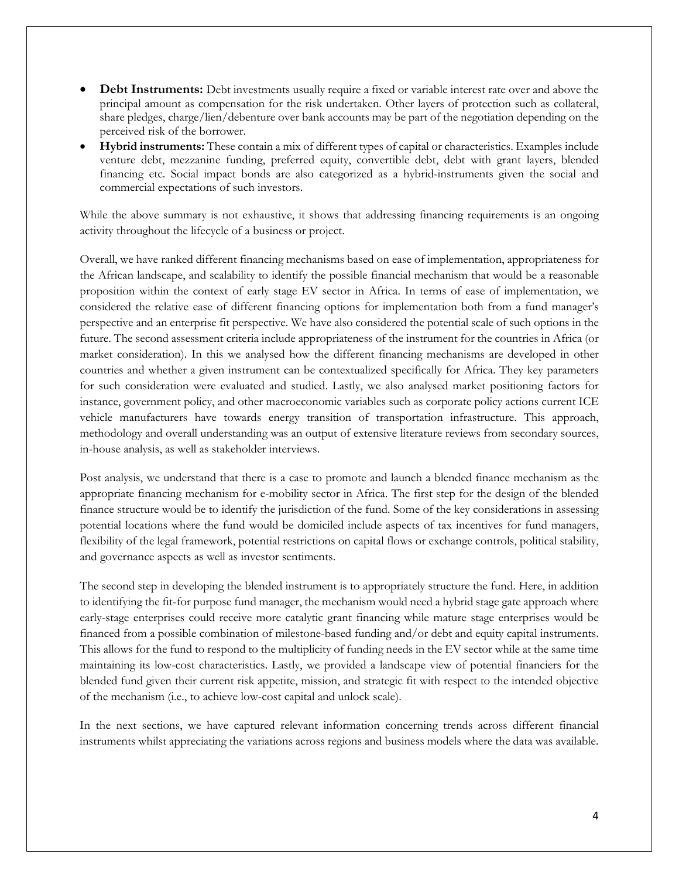- **Debt Instruments:** Debt investments usually require a fixed or variable interest rate over and above the principal amount as compensation for the risk undertaken. Other layers of protection such as collateral, share pledges, charge/lien/debenture over bank accounts may be part of the negotiation depending on the perceived risk of the borrower.
- **Hybrid instruments:** These contain a mix of different types of capital or characteristics. Examples include venture debt, mezzanine funding, preferred equity, convertible debt, debt with grant layers, blended financing etc. Social impact bonds are also categorized as a hybrid-instruments given the social and commercial expectations of such investors.

While the above summary is not exhaustive, it shows that addressing financing requirements is an ongoing activity throughout the lifecycle of a business or project.

Overall, we have ranked different financing mechanisms based on ease of implementation, appropriateness for the African landscape, and scalability to identify the possible financial mechanism that would be a reasonable proposition within the context of early stage EV sector in Africa. In terms of ease of implementation, we considered the relative ease of different financing options for implementation both from a fund manager's perspective and an enterprise fit perspective. We have also considered the potential scale of such options in the future. The second assessment criteria include appropriateness of the instrument for the countries in Africa (or market consideration). In this we analysed how the different financing mechanisms are developed in other countries and whether a given instrument can be contextualized specifically for Africa. They key parameters for such consideration were evaluated and studied. Lastly, we also analysed market positioning factors for instance, government policy, and other macroeconomic variables such as corporate policy actions current ICE vehicle manufacturers have towards energy transition of transportation infrastructure. This approach, methodology and overall understanding was an output of extensive literature reviews from secondary sources, in-house analysis, as well as stakeholder interviews.

Post analysis, we understand that there is a case to promote and launch a blended finance mechanism as the appropriate financing mechanism for e-mobility sector in Africa. The first step for the design of the blended finance structure would be to identify the jurisdiction of the fund. Some of the key considerations in assessing potential locations where the fund would be domiciled include aspects of tax incentives for fund managers, flexibility of the legal framework, potential restrictions on capital flows or exchange controls, political stability, and governance aspects as well as investor sentiments.

The second step in developing the blended instrument is to appropriately structure the fund. Here, in addition to identifying the fit-for purpose fund manager, the mechanism would need a hybrid stage gate approach where early-stage enterprises could receive more catalytic grant financing while mature stage enterprises would be financed from a possible combination of milestone-based funding and/or debt and equity capital instruments. This allows for the fund to respond to the multiplicity of funding needs in the EV sector while at the same time maintaining its low-cost characteristics. Lastly, we provided a landscape view of potential financiers for the blended fund given their current risk appetite, mission, and strategic fit with respect to the intended objective of the mechanism (i.e., to achieve low-cost capital and unlock scale).

In the next sections, we have captured relevant information concerning trends across different financial instruments whilst appreciating the variations across regions and business models where the data was available.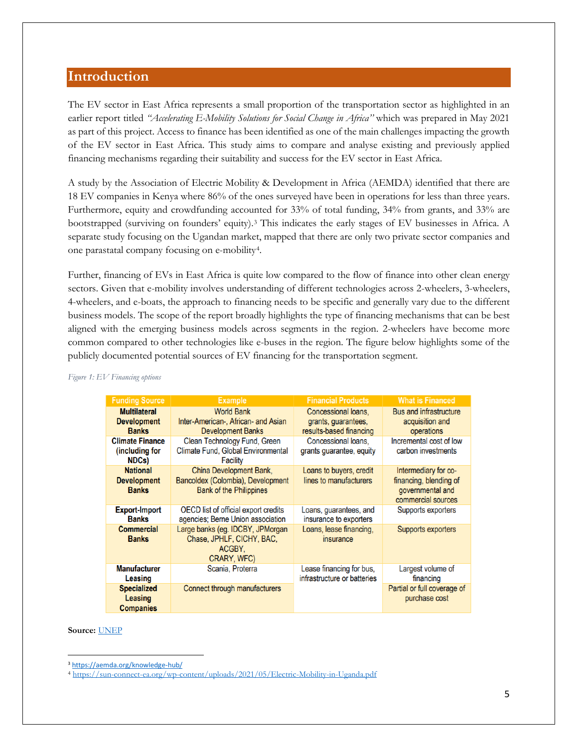## Introduction

The EV sector in East Africa represents a small proportion of the transportation sector as highlighted in an earlier report titled *"Accelerating E-Mobility Solutions for Social Change in Africa"* which was prepared in May 2021 as part of this project. Access to finance has been identified as one of the main challenges impacting the growth of the EV sector in East Africa. This study aims to compare and analyse existing and previously applied financing mechanisms regarding their suitability and success for the EV sector in East Africa.

A study by the Association of Electric Mobility & Development in Africa (AEMDA) identified that there are 18 EV companies in Kenya where 86% of the ones surveyed have been in operations for less than three years. Furthermore, equity and crowdfunding accounted for 33% of total funding, 34% from grants, and 33% are bootstrapped (surviving on founders' equity).[3] This indicates the early stages of EV businesses in Africa. A separate study focusing on the Ugandan market, mapped that there are only two private sector companies and one parastatal company focusing on e-mobility[4].

Further, financing of EVs in East Africa is quite low compared to the flow of finance into other clean energy sectors. Given that e-mobility involves understanding of different technologies across 2-wheelers, 3-wheelers, 4-wheelers, and e-boats, the approach to financing needs to be specific and generally vary due to the different business models. The scope of the report broadly highlights the type of financing mechanisms that can be best aligned with the emerging business models across segments in the region. 2-wheelers have become more common compared to other technologies like e-buses in the region. The figure below highlights some of the publicly documented potential sources of EV financing for the transportation segment.

*Figure 1: EV Financing options*

| Funding Source | Example | Financial Products | What is Financed |
|---|---|---|---|
| **Multilateral Development Banks** | World Bank Inter-American-, African- and Asian Development Banks | Concessional loans, grants, guarantees, results-based financing | Bus and infrastructure acquisition and operations |
| **Climate Finance (including for NDCs)** | Clean Technology Fund, Green Climate Fund, Global Environmental Facility | Concessional loans, grants guarantee, equity | Incremental cost of low carbon investments |
| **National Development Banks** | China Development Bank, Bancoldex (Colombia), Development Bank of the Philippines | Loans to buyers, credit lines to manufacturers | Intermediary for co-financing, blending of governmental and commercial sources |
| **Export-Import Banks** | OECD list of official export credits agencies; Berne Union association | Loans, guarantees, and insurance to exporters | Supports exporters |
| **Commercial Banks** | Large banks (eg. IDCBY, JPMorgan Chase, JPHLF, CICHY, BAC, ACGBY, CRARY, WFC) | Loans, lease financing, insurance | Supports exporters |
| **Manufacturer Leasing** | Scania, Proterra | Lease financing for bus, infrastructure or batteries | Largest volume of financing |
| **Specialized Leasing Companies** | Connect through manufacturers | | Partial or full coverage of purchase cost |

**Source:** UNEP

[3] https://aemda.org/knowledge-hub/

[4] https://sun-connect-ea.org/wp-content/uploads/2021/05/Electric-Mobility-in-Uganda.pdf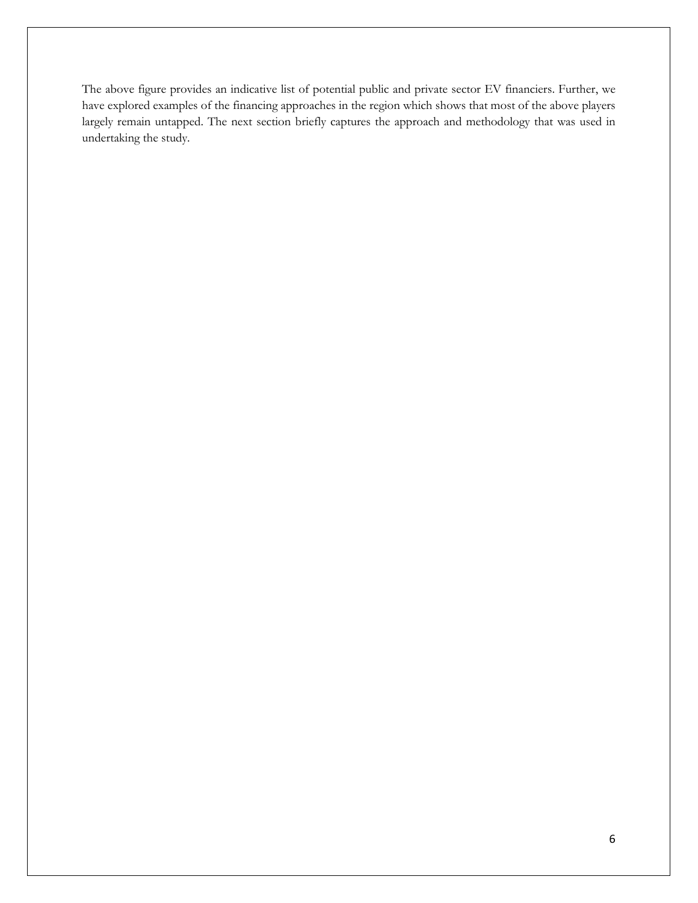The above figure provides an indicative list of potential public and private sector EV financiers. Further, we have explored examples of the financing approaches in the region which shows that most of the above players largely remain untapped. The next section briefly captures the approach and methodology that was used in undertaking the study.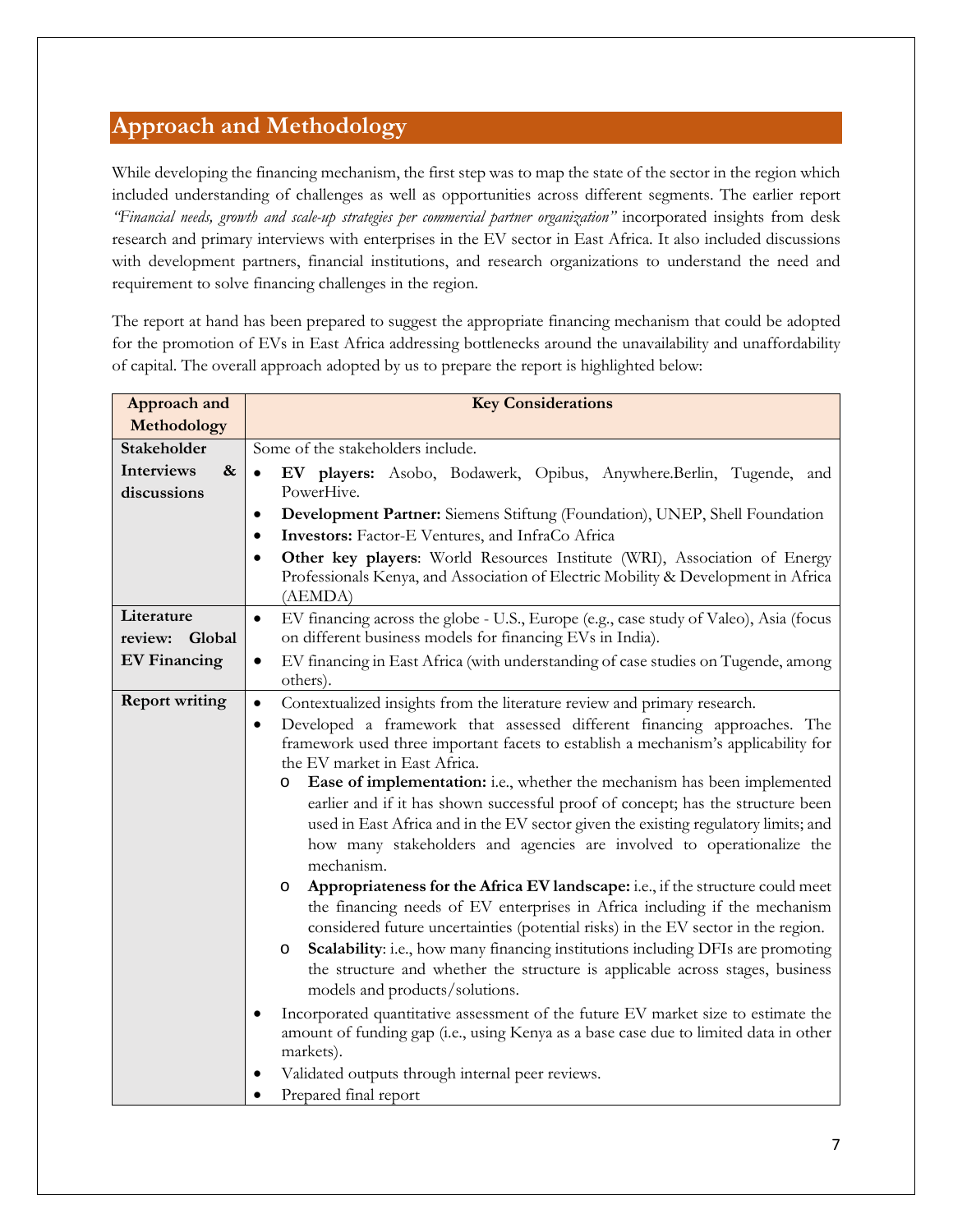# Approach and Methodology

While developing the financing mechanism, the first step was to map the state of the sector in the region which included understanding of challenges as well as opportunities across different segments. The earlier report *"Financial needs, growth and scale-up strategies per commercial partner organization"* incorporated insights from desk research and primary interviews with enterprises in the EV sector in East Africa. It also included discussions with development partners, financial institutions, and research organizations to understand the need and requirement to solve financing challenges in the region.

The report at hand has been prepared to suggest the appropriate financing mechanism that could be adopted for the promotion of EVs in East Africa addressing bottlenecks around the unavailability and unaffordability of capital. The overall approach adopted by us to prepare the report is highlighted below:

| Approach and Methodology | Key Considerations |
|---|---|
| **Stakeholder Interviews & discussions** | Some of the stakeholders include.<br>• **EV players:** Asobo, Bodawerk, Opibus, Anywhere.Berlin, Tugende, and PowerHive.<br>• **Development Partner:** Siemens Stiftung (Foundation), UNEP, Shell Foundation<br>• **Investors:** Factor-E Ventures, and InfraCo Africa<br>• **Other key players**: World Resources Institute (WRI), Association of Energy Professionals Kenya, and Association of Electric Mobility & Development in Africa (AEMDA) |
| **Literature review: Global EV Financing** | • EV financing across the globe - U.S., Europe (e.g., case study of Valeo), Asia (focus on different business models for financing EVs in India).<br>• EV financing in East Africa (with understanding of case studies on Tugende, among others). |
| **Report writing** | • Contextualized insights from the literature review and primary research.<br>• Developed a framework that assessed different financing approaches. The framework used three important facets to establish a mechanism's applicability for the EV market in East Africa.<br>&nbsp;&nbsp;o **Ease of implementation:** i.e., whether the mechanism has been implemented earlier and if it has shown successful proof of concept; has the structure been used in East Africa and in the EV sector given the existing regulatory limits; and how many stakeholders and agencies are involved to operationalize the mechanism.<br>&nbsp;&nbsp;o **Appropriateness for the Africa EV landscape:** i.e., if the structure could meet the financing needs of EV enterprises in Africa including if the mechanism considered future uncertainties (potential risks) in the EV sector in the region.<br>&nbsp;&nbsp;o **Scalability**: i.e., how many financing institutions including DFIs are promoting the structure and whether the structure is applicable across stages, business models and products/solutions.<br>• Incorporated quantitative assessment of the future EV market size to estimate the amount of funding gap (i.e., using Kenya as a base case due to limited data in other markets).<br>• Validated outputs through internal peer reviews.<br>• Prepared final report |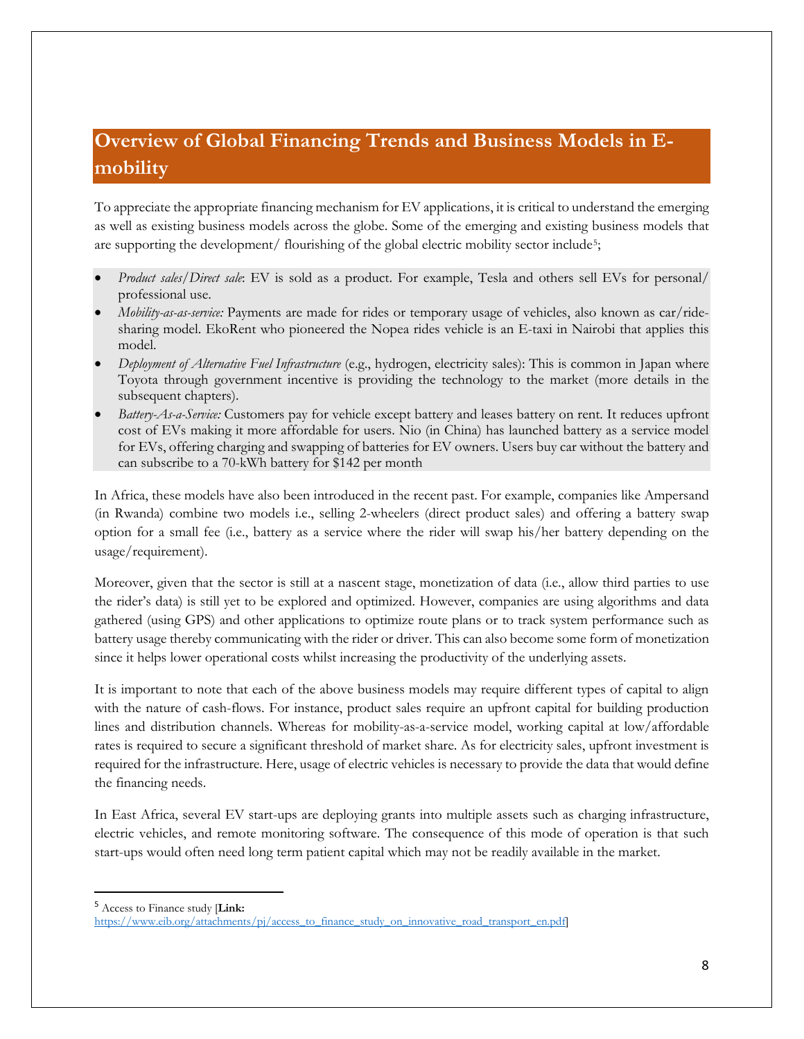## Overview of Global Financing Trends and Business Models in E-mobility

To appreciate the appropriate financing mechanism for EV applications, it is critical to understand the emerging as well as existing business models across the globe. Some of the emerging and existing business models that are supporting the development/ flourishing of the global electric mobility sector include[5];

- *Product sales/Direct sale*: EV is sold as a product. For example, Tesla and others sell EVs for personal/ professional use.
- *Mobility-as-as-service:* Payments are made for rides or temporary usage of vehicles, also known as car/ride-sharing model. EkoRent who pioneered the Nopea rides vehicle is an E-taxi in Nairobi that applies this model.
- *Deployment of Alternative Fuel Infrastructure* (e.g., hydrogen, electricity sales): This is common in Japan where Toyota through government incentive is providing the technology to the market (more details in the subsequent chapters).
- *Battery-As-a-Service:* Customers pay for vehicle except battery and leases battery on rent. It reduces upfront cost of EVs making it more affordable for users. Nio (in China) has launched battery as a service model for EVs, offering charging and swapping of batteries for EV owners. Users buy car without the battery and can subscribe to a 70-kWh battery for $142 per month

In Africa, these models have also been introduced in the recent past. For example, companies like Ampersand (in Rwanda) combine two models i.e., selling 2-wheelers (direct product sales) and offering a battery swap option for a small fee (i.e., battery as a service where the rider will swap his/her battery depending on the usage/requirement).

Moreover, given that the sector is still at a nascent stage, monetization of data (i.e., allow third parties to use the rider's data) is still yet to be explored and optimized. However, companies are using algorithms and data gathered (using GPS) and other applications to optimize route plans or to track system performance such as battery usage thereby communicating with the rider or driver. This can also become some form of monetization since it helps lower operational costs whilst increasing the productivity of the underlying assets.

It is important to note that each of the above business models may require different types of capital to align with the nature of cash-flows. For instance, product sales require an upfront capital for building production lines and distribution channels. Whereas for mobility-as-a-service model, working capital at low/affordable rates is required to secure a significant threshold of market share. As for electricity sales, upfront investment is required for the infrastructure. Here, usage of electric vehicles is necessary to provide the data that would define the financing needs.

In East Africa, several EV start-ups are deploying grants into multiple assets such as charging infrastructure, electric vehicles, and remote monitoring software. The consequence of this mode of operation is that such start-ups would often need long term patient capital which may not be readily available in the market.

---

[5] Access to Finance study [**Link:** https://www.eib.org/attachments/pj/access_to_finance_study_on_innovative_road_transport_en.pdf]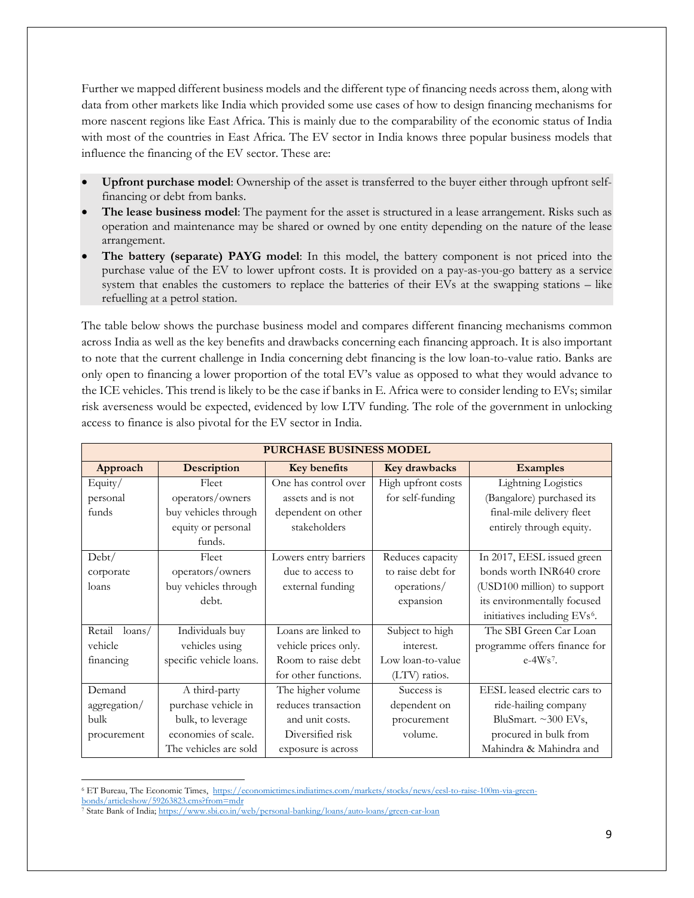Further we mapped different business models and the different type of financing needs across them, along with data from other markets like India which provided some use cases of how to design financing mechanisms for more nascent regions like East Africa. This is mainly due to the comparability of the economic status of India with most of the countries in East Africa. The EV sector in India knows three popular business models that influence the financing of the EV sector. These are:

- **Upfront purchase model**: Ownership of the asset is transferred to the buyer either through upfront self-financing or debt from banks.
- **The lease business model**: The payment for the asset is structured in a lease arrangement. Risks such as operation and maintenance may be shared or owned by one entity depending on the nature of the lease arrangement.
- **The battery (separate) PAYG model**: In this model, the battery component is not priced into the purchase value of the EV to lower upfront costs. It is provided on a pay-as-you-go battery as a service system that enables the customers to replace the batteries of their EVs at the swapping stations – like refuelling at a petrol station.

The table below shows the purchase business model and compares different financing mechanisms common across India as well as the key benefits and drawbacks concerning each financing approach. It is also important to note that the current challenge in India concerning debt financing is the low loan-to-value ratio. Banks are only open to financing a lower proportion of the total EV's value as opposed to what they would advance to the ICE vehicles. This trend is likely to be the case if banks in E. Africa were to consider lending to EVs; similar risk averseness would be expected, evidenced by low LTV funding. The role of the government in unlocking access to finance is also pivotal for the EV sector in India.

| **PURCHASE BUSINESS MODEL** | | | | |
|---|---|---|---|---|
| **Approach** | **Description** | **Key benefits** | **Key drawbacks** | **Examples** |
| Equity/ personal funds | Fleet operators/owners buy vehicles through equity or personal funds. | One has control over assets and is not dependent on other stakeholders | High upfront costs for self-funding | Lightning Logistics (Bangalore) purchased its final-mile delivery fleet entirely through equity. |
| Debt/ corporate loans | Fleet operators/owners buy vehicles through debt. | Lowers entry barriers due to access to external funding | Reduces capacity to raise debt for operations/ expansion | In 2017, EESL issued green bonds worth INR640 crore (USD100 million) to support its environmentally focused initiatives including EVs[6]. |
| Retail loans/ vehicle financing | Individuals buy vehicles using specific vehicle loans. | Loans are linked to vehicle prices only. Room to raise debt for other functions. | Subject to high interest. Low loan-to-value (LTV) ratios. | The SBI Green Car Loan programme offers finance for e-4Ws[7]. |
| Demand aggregation/ bulk procurement | A third-party purchase vehicle in bulk, to leverage economies of scale. The vehicles are sold | The higher volume reduces transaction and unit costs. Diversified risk exposure is across | Success is dependent on procurement volume. | EESL leased electric cars to ride-hailing company BluSmart. ~300 EVs, procured in bulk from Mahindra & Mahindra and |

[6] ET Bureau, The Economic Times, https://economictimes.indiatimes.com/markets/stocks/news/eesl-to-raise-100m-via-green-bonds/articleshow/59263823.cms?from=mdr

[7] State Bank of India; https://www.sbi.co.in/web/personal-banking/loans/auto-loans/green-car-loan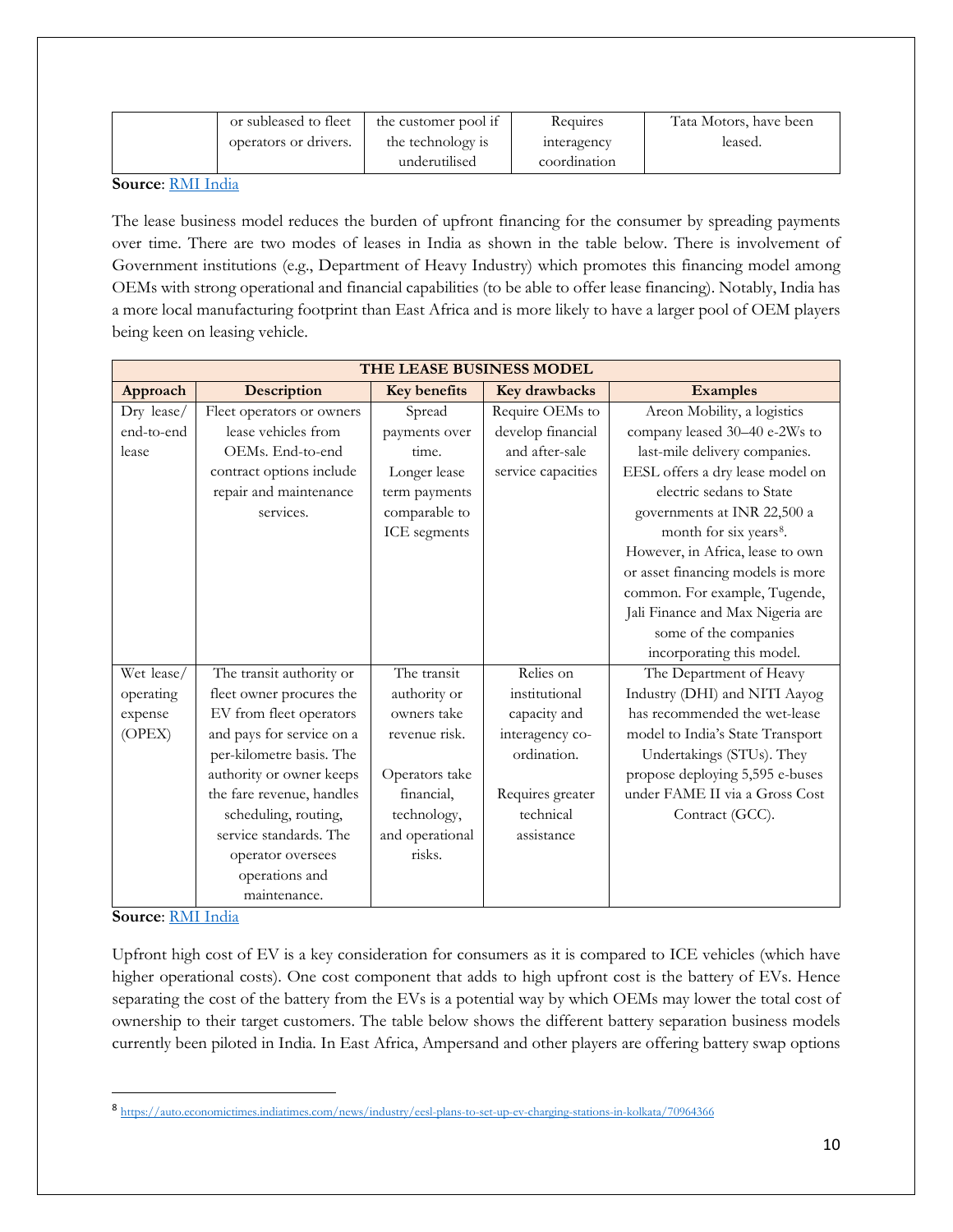| | or subleased to fleet operators or drivers. | the customer pool if the technology is underutilised | Requires interagency coordination | Tata Motors, have been leased. |
|---|---|---|---|---|

**Source**: RMI India

The lease business model reduces the burden of upfront financing for the consumer by spreading payments over time. There are two modes of leases in India as shown in the table below. There is involvement of Government institutions (e.g., Department of Heavy Industry) which promotes this financing model among OEMs with strong operational and financial capabilities (to be able to offer lease financing). Notably, India has a more local manufacturing footprint than East Africa and is more likely to have a larger pool of OEM players being keen on leasing vehicle.

| THE LEASE BUSINESS MODEL | | | | |
|---|---|---|---|---|
| **Approach** | **Description** | **Key benefits** | **Key drawbacks** | **Examples** |
| Dry lease/ end-to-end lease | Fleet operators or owners lease vehicles from OEMs. End-to-end contract options include repair and maintenance services. | Spread payments over time. Longer lease term payments comparable to ICE segments | Require OEMs to develop financial and after-sale service capacities | Areon Mobility, a logistics company leased 30–40 e-2Ws to last-mile delivery companies. EESL offers a dry lease model on electric sedans to State governments at INR 22,500 a month for six years[8]. However, in Africa, lease to own or asset financing models is more common. For example, Tugende, Jali Finance and Max Nigeria are some of the companies incorporating this model. |
| Wet lease/ operating expense (OPEX) | The transit authority or fleet owner procures the EV from fleet operators and pays for service on a per-kilometre basis. The authority or owner keeps the fare revenue, handles scheduling, routing, service standards. The operator oversees operations and maintenance. | The transit authority or owners take revenue risk. Operators take financial, technology, and operational risks. | Relies on institutional capacity and interagency co-ordination. Requires greater technical assistance | The Department of Heavy Industry (DHI) and NITI Aayog has recommended the wet-lease model to India's State Transport Undertakings (STUs). They propose deploying 5,595 e-buses under FAME II via a Gross Cost Contract (GCC). |

**Source**: RMI India

Upfront high cost of EV is a key consideration for consumers as it is compared to ICE vehicles (which have higher operational costs). One cost component that adds to high upfront cost is the battery of EVs. Hence separating the cost of the battery from the EVs is a potential way by which OEMs may lower the total cost of ownership to their target customers. The table below shows the different battery separation business models currently been piloted in India. In East Africa, Ampersand and other players are offering battery swap options

[8] https://auto.economictimes.indiatimes.com/news/industry/eesl-plans-to-set-up-ev-charging-stations-in-kolkata/70964366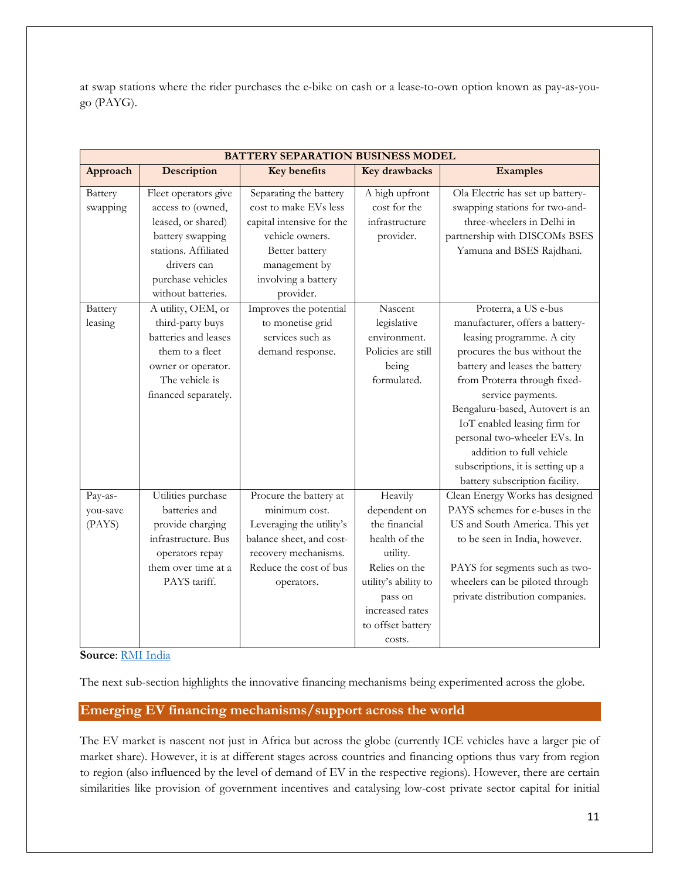at swap stations where the rider purchases the e-bike on cash or a lease-to-own option known as pay-as-you-go (PAYG).

| BATTERY SEPARATION BUSINESS MODEL | | | | |
|---|---|---|---|---|
| **Approach** | **Description** | **Key benefits** | **Key drawbacks** | **Examples** |
| Battery swapping | Fleet operators give access to (owned, leased, or shared) battery swapping stations. Affiliated drivers can purchase vehicles without batteries. | Separating the battery cost to make EVs less capital intensive for the vehicle owners. Better battery management by involving a battery provider. | A high upfront cost for the infrastructure provider. | Ola Electric has set up battery-swapping stations for two-and-three-wheelers in Delhi in partnership with DISCOMs BSES Yamuna and BSES Rajdhani. |
| Battery leasing | A utility, OEM, or third-party buys batteries and leases them to a fleet owner or operator. The vehicle is financed separately. | Improves the potential to monetise grid services such as demand response. | Nascent legislative environment. Policies are still being formulated. | Proterra, a US e-bus manufacturer, offers a battery-leasing programme. A city procures the bus without the battery and leases the battery from Proterra through fixed-service payments. Bengaluru-based, Autovert is an IoT enabled leasing firm for personal two-wheeler EVs. In addition to full vehicle subscriptions, it is setting up a battery subscription facility. |
| Pay-as-you-save (PAYS) | Utilities purchase batteries and provide charging infrastructure. Bus operators repay them over time at a PAYS tariff. | Procure the battery at minimum cost. Leveraging the utility's balance sheet, and cost-recovery mechanisms. Reduce the cost of bus operators. | Heavily dependent on the financial health of the utility. Relies on the utility's ability to pass on increased rates to offset battery costs. | Clean Energy Works has designed PAYS schemes for e-buses in the US and South America. This yet to be seen in India, however.<br><br>PAYS for segments such as two-wheelers can be piloted through private distribution companies. |

**Source**: RMI India

The next sub-section highlights the innovative financing mechanisms being experimented across the globe.

## Emerging EV financing mechanisms/support across the world

The EV market is nascent not just in Africa but across the globe (currently ICE vehicles have a larger pie of market share). However, it is at different stages across countries and financing options thus vary from region to region (also influenced by the level of demand of EV in the respective regions). However, there are certain similarities like provision of government incentives and catalysing low-cost private sector capital for initial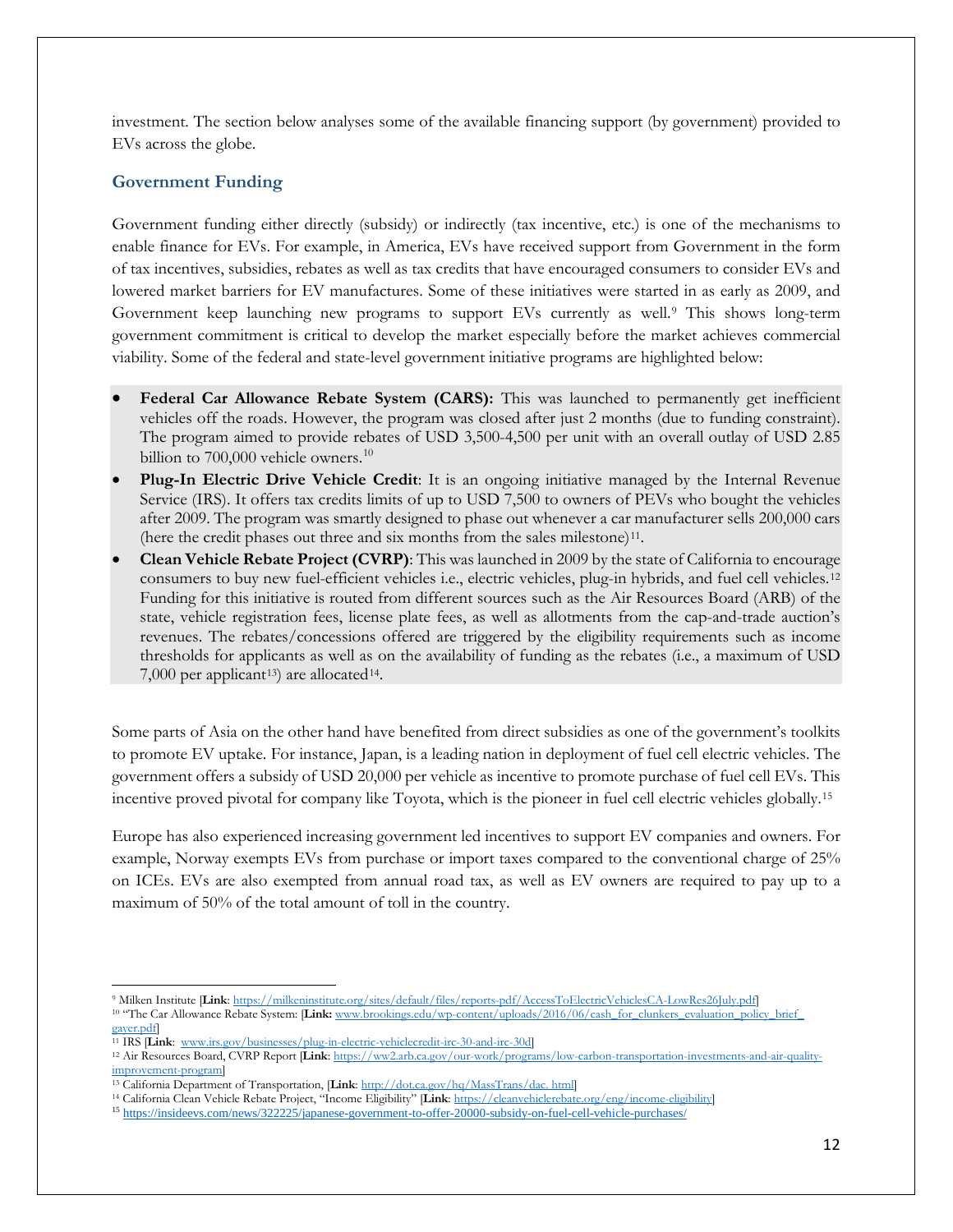investment. The section below analyses some of the available financing support (by government) provided to EVs across the globe.

### Government Funding

Government funding either directly (subsidy) or indirectly (tax incentive, etc.) is one of the mechanisms to enable finance for EVs. For example, in America, EVs have received support from Government in the form of tax incentives, subsidies, rebates as well as tax credits that have encouraged consumers to consider EVs and lowered market barriers for EV manufactures. Some of these initiatives were started in as early as 2009, and Government keep launching new programs to support EVs currently as well.[9] This shows long-term government commitment is critical to develop the market especially before the market achieves commercial viability. Some of the federal and state-level government initiative programs are highlighted below:

- **Federal Car Allowance Rebate System (CARS):** This was launched to permanently get inefficient vehicles off the roads. However, the program was closed after just 2 months (due to funding constraint). The program aimed to provide rebates of USD 3,500-4,500 per unit with an overall outlay of USD 2.85 billion to 700,000 vehicle owners.[10]
- **Plug-In Electric Drive Vehicle Credit**: It is an ongoing initiative managed by the Internal Revenue Service (IRS). It offers tax credits limits of up to USD 7,500 to owners of PEVs who bought the vehicles after 2009. The program was smartly designed to phase out whenever a car manufacturer sells 200,000 cars (here the credit phases out three and six months from the sales milestone)[11].
- **Clean Vehicle Rebate Project (CVRP)**: This was launched in 2009 by the state of California to encourage consumers to buy new fuel-efficient vehicles i.e., electric vehicles, plug-in hybrids, and fuel cell vehicles.[12] Funding for this initiative is routed from different sources such as the Air Resources Board (ARB) of the state, vehicle registration fees, license plate fees, as well as allotments from the cap-and-trade auction's revenues. The rebates/concessions offered are triggered by the eligibility requirements such as income thresholds for applicants as well as on the availability of funding as the rebates (i.e., a maximum of USD 7,000 per applicant[13]) are allocated[14].

Some parts of Asia on the other hand have benefited from direct subsidies as one of the government's toolkits to promote EV uptake. For instance, Japan, is a leading nation in deployment of fuel cell electric vehicles. The government offers a subsidy of USD 20,000 per vehicle as incentive to promote purchase of fuel cell EVs. This incentive proved pivotal for company like Toyota, which is the pioneer in fuel cell electric vehicles globally.[15]

Europe has also experienced increasing government led incentives to support EV companies and owners. For example, Norway exempts EVs from purchase or import taxes compared to the conventional charge of 25% on ICEs. EVs are also exempted from annual road tax, as well as EV owners are required to pay up to a maximum of 50% of the total amount of toll in the country.

---

[9] Milken Institute [**Link**: https://milkeninstitute.org/sites/default/files/reports-pdf/AccessToElectricVehiclesCA-LowRes26July.pdf]

[10] "The Car Allowance Rebate System: [**Link:** www.brookings.edu/wp-content/uploads/2016/06/cash_for_clunkers_evaluation_policy_brief_gayer.pdf]

[11] IRS [**Link**: www.irs.gov/businesses/plug-in-electric-vehiclecredit-irc-30-and-irc-30d]

[12] Air Resources Board, CVRP Report [**Link**: https://ww2.arb.ca.gov/our-work/programs/low-carbon-transportation-investments-and-air-quality-improvement-program]

[13] California Department of Transportation, [**Link**: http://dot.ca.gov/hq/MassTrans/dac. html]

[14] California Clean Vehicle Rebate Project, "Income Eligibility" [**Link**: https://cleanvehiclerebate.org/eng/income-eligibility]

[15] https://insideevs.com/news/322225/japanese-government-to-offer-20000-subsidy-on-fuel-cell-vehicle-purchases/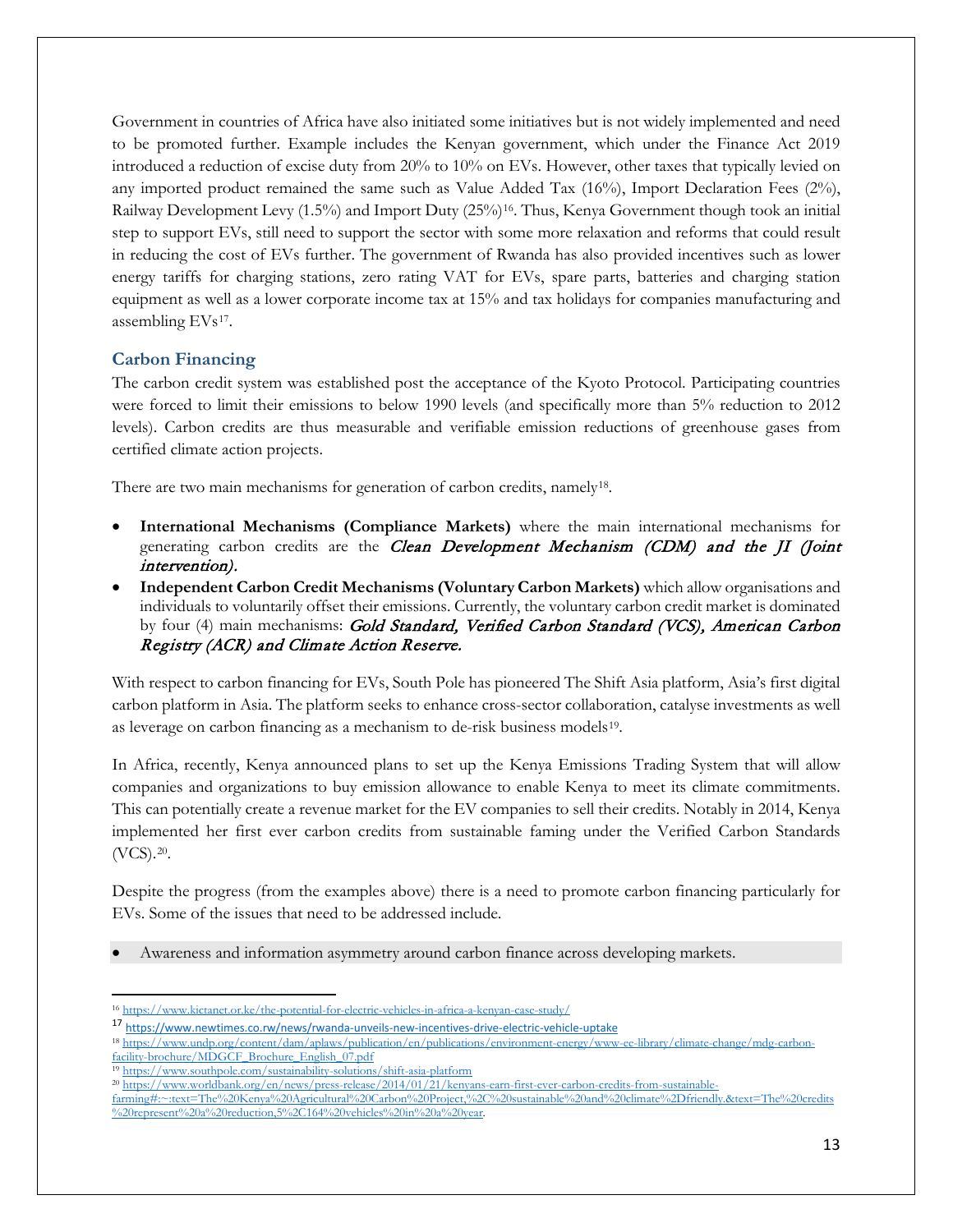Government in countries of Africa have also initiated some initiatives but is not widely implemented and need to be promoted further. Example includes the Kenyan government, which under the Finance Act 2019 introduced a reduction of excise duty from 20% to 10% on EVs. However, other taxes that typically levied on any imported product remained the same such as Value Added Tax (16%), Import Declaration Fees (2%), Railway Development Levy (1.5%) and Import Duty (25%)[16]. Thus, Kenya Government though took an initial step to support EVs, still need to support the sector with some more relaxation and reforms that could result in reducing the cost of EVs further. The government of Rwanda has also provided incentives such as lower energy tariffs for charging stations, zero rating VAT for EVs, spare parts, batteries and charging station equipment as well as a lower corporate income tax at 15% and tax holidays for companies manufacturing and assembling EVs[17].

## Carbon Financing

The carbon credit system was established post the acceptance of the Kyoto Protocol. Participating countries were forced to limit their emissions to below 1990 levels (and specifically more than 5% reduction to 2012 levels). Carbon credits are thus measurable and verifiable emission reductions of greenhouse gases from certified climate action projects.

There are two main mechanisms for generation of carbon credits, namely[18].

- **International Mechanisms (Compliance Markets)** where the main international mechanisms for generating carbon credits are the *Clean Development Mechanism (CDM) and the JI (Joint intervention).*
- **Independent Carbon Credit Mechanisms (Voluntary Carbon Markets)** which allow organisations and individuals to voluntarily offset their emissions. Currently, the voluntary carbon credit market is dominated by four (4) main mechanisms: *Gold Standard, Verified Carbon Standard (VCS), American Carbon Registry (ACR) and Climate Action Reserve.*

With respect to carbon financing for EVs, South Pole has pioneered The Shift Asia platform, Asia's first digital carbon platform in Asia. The platform seeks to enhance cross-sector collaboration, catalyse investments as well as leverage on carbon financing as a mechanism to de-risk business models[19].

In Africa, recently, Kenya announced plans to set up the Kenya Emissions Trading System that will allow companies and organizations to buy emission allowance to enable Kenya to meet its climate commitments. This can potentially create a revenue market for the EV companies to sell their credits. Notably in 2014, Kenya implemented her first ever carbon credits from sustainable faming under the Verified Carbon Standards (VCS).[20].

Despite the progress (from the examples above) there is a need to promote carbon financing particularly for EVs. Some of the issues that need to be addressed include.

- Awareness and information asymmetry around carbon finance across developing markets.

---

[16] https://www.kictanet.or.ke/the-potential-for-electric-vehicles-in-africa-a-kenyan-case-study/

[17] https://www.newtimes.co.rw/news/rwanda-unveils-new-incentives-drive-electric-vehicle-uptake

[18] https://www.undp.org/content/dam/aplaws/publication/en/publications/environment-energy/www-ee-library/climate-change/mdg-carbon-facility-brochure/MDGCF_Brochure_English_07.pdf

[19] https://www.southpole.com/sustainability-solutions/shift-asia-platform

[20] https://www.worldbank.org/en/news/press-release/2014/01/21/kenyans-earn-first-ever-carbon-credits-from-sustainable-farming#:~:text=The%20Kenya%20Agricultural%20Carbon%20Project,%2C%20sustainable%20and%20climate%2Dfriendly.&text=The%20credits%20represent%20a%20reduction,5%2C164%20vehicles%20in%20a%20year.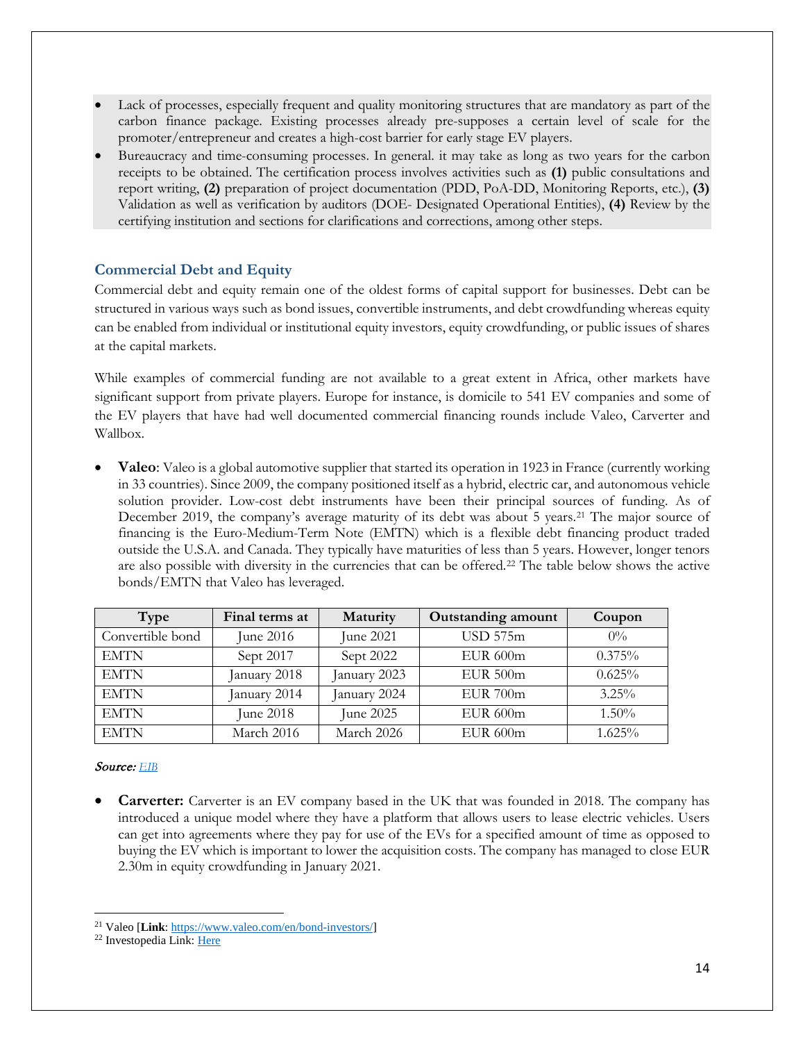- Lack of processes, especially frequent and quality monitoring structures that are mandatory as part of the carbon finance package. Existing processes already pre-supposes a certain level of scale for the promoter/entrepreneur and creates a high-cost barrier for early stage EV players.
- Bureaucracy and time-consuming processes. In general. it may take as long as two years for the carbon receipts to be obtained. The certification process involves activities such as **(1)** public consultations and report writing, **(2)** preparation of project documentation (PDD, PoA-DD, Monitoring Reports, etc.), **(3)** Validation as well as verification by auditors (DOE- Designated Operational Entities), **(4)** Review by the certifying institution and sections for clarifications and corrections, among other steps.

### Commercial Debt and Equity

Commercial debt and equity remain one of the oldest forms of capital support for businesses. Debt can be structured in various ways such as bond issues, convertible instruments, and debt crowdfunding whereas equity can be enabled from individual or institutional equity investors, equity crowdfunding, or public issues of shares at the capital markets.

While examples of commercial funding are not available to a great extent in Africa, other markets have significant support from private players. Europe for instance, is domicile to 541 EV companies and some of the EV players that have had well documented commercial financing rounds include Valeo, Carverter and Wallbox.

- **Valeo**: Valeo is a global automotive supplier that started its operation in 1923 in France (currently working in 33 countries). Since 2009, the company positioned itself as a hybrid, electric car, and autonomous vehicle solution provider. Low-cost debt instruments have been their principal sources of funding. As of December 2019, the company's average maturity of its debt was about 5 years.[21] The major source of financing is the Euro-Medium-Term Note (EMTN) which is a flexible debt financing product traded outside the U.S.A. and Canada. They typically have maturities of less than 5 years. However, longer tenors are also possible with diversity in the currencies that can be offered.[22] The table below shows the active bonds/EMTN that Valeo has leveraged.

| Type | Final terms at | Maturity | Outstanding amount | Coupon |
|---|---|---|---|---|
| Convertible bond | June 2016 | June 2021 | USD 575m | 0% |
| EMTN | Sept 2017 | Sept 2022 | EUR 600m | 0.375% |
| EMTN | January 2018 | January 2023 | EUR 500m | 0.625% |
| EMTN | January 2014 | January 2024 | EUR 700m | 3.25% |
| EMTN | June 2018 | June 2025 | EUR 600m | 1.50% |
| EMTN | March 2016 | March 2026 | EUR 600m | 1.625% |

*Source: EIB*

- **Carverter:** Carverter is an EV company based in the UK that was founded in 2018. The company has introduced a unique model where they have a platform that allows users to lease electric vehicles. Users can get into agreements where they pay for use of the EVs for a specified amount of time as opposed to buying the EV which is important to lower the acquisition costs. The company has managed to close EUR 2.30m in equity crowdfunding in January 2021.

[21] Valeo [**Link**: https://www.valeo.com/en/bond-investors/]

[22] Investopedia Link: Here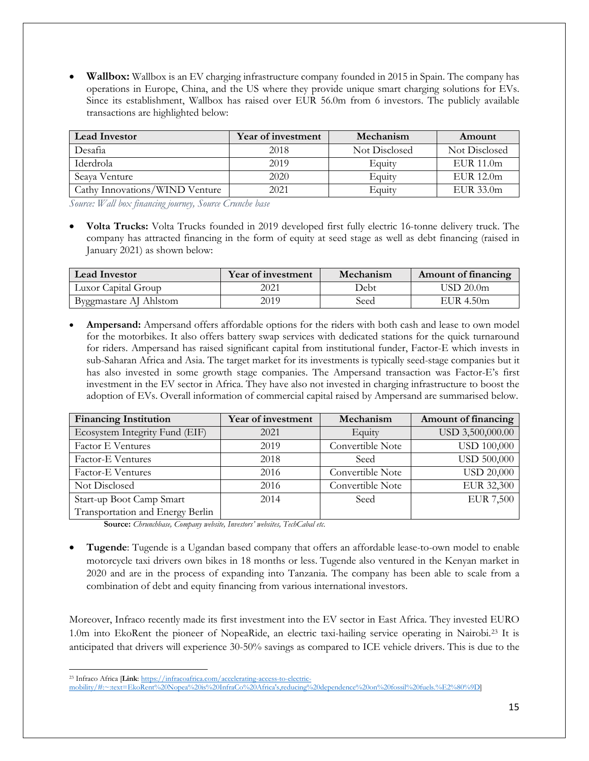- **Wallbox:** Wallbox is an EV charging infrastructure company founded in 2015 in Spain. The company has operations in Europe, China, and the US where they provide unique smart charging solutions for EVs. Since its establishment, Wallbox has raised over EUR 56.0m from 6 investors. The publicly available transactions are highlighted below:

| Lead Investor | Year of investment | Mechanism | Amount |
|---|---|---|---|
| Desafia | 2018 | Not Disclosed | Not Disclosed |
| Iderdrola | 2019 | Equity | EUR 11.0m |
| Seaya Venture | 2020 | Equity | EUR 12.0m |
| Cathy Innovations/WIND Venture | 2021 | Equity | EUR 33.0m |

*Source: Wall box financing journey, Source Crunche base*

- **Volta Trucks:** Volta Trucks founded in 2019 developed first fully electric 16-tonne delivery truck. The company has attracted financing in the form of equity at seed stage as well as debt financing (raised in January 2021) as shown below:

| Lead Investor | Year of investment | Mechanism | Amount of financing |
|---|---|---|---|
| Luxor Capital Group | 2021 | Debt | USD 20.0m |
| Byggmastare AJ Ahlstom | 2019 | Seed | EUR 4.50m |

- **Ampersand:** Ampersand offers affordable options for the riders with both cash and lease to own model for the motorbikes. It also offers battery swap services with dedicated stations for the quick turnaround for riders. Ampersand has raised significant capital from institutional funder, Factor-E which invests in sub-Saharan Africa and Asia. The target market for its investments is typically seed-stage companies but it has also invested in some growth stage companies. The Ampersand transaction was Factor-E's first investment in the EV sector in Africa. They have also not invested in charging infrastructure to boost the adoption of EVs. Overall information of commercial capital raised by Ampersand are summarised below.

| Financing Institution | Year of investment | Mechanism | Amount of financing |
|---|---|---|---|
| Ecosystem Integrity Fund (EIF) | 2021 | Equity | USD 3,500,000.00 |
| Factor E Ventures | 2019 | Convertible Note | USD 100,000 |
| Factor-E Ventures | 2018 | Seed | USD 500,000 |
| Factor-E Ventures | 2016 | Convertible Note | USD 20,000 |
| Not Disclosed | 2016 | Convertible Note | EUR 32,300 |
| Start-up Boot Camp Smart Transportation and Energy Berlin | 2014 | Seed | EUR 7,500 |

**Source:** *Chrunchbase, Company website, Investors' websites, TechCabal etc.*

- **Tugende**: Tugende is a Ugandan based company that offers an affordable lease-to-own model to enable motorcycle taxi drivers own bikes in 18 months or less. Tugende also ventured in the Kenyan market in 2020 and are in the process of expanding into Tanzania. The company has been able to scale from a combination of debt and equity financing from various international investors.

Moreover, Infraco recently made its first investment into the EV sector in East Africa. They invested EURO 1.0m into EkoRent the pioneer of NopeaRide, an electric taxi-hailing service operating in Nairobi.[23] It is anticipated that drivers will experience 30-50% savings as compared to ICE vehicle drivers. This is due to the

[23] Infraco Africa [**Link**: https://infracoafrica.com/accelerating-access-to-electric-mobility/#:~:text=EkoRent%20Nopea%20is%20InfraCo%20Africa's,reducing%20dependence%20on%20fossil%20fuels.%E2%80%9D]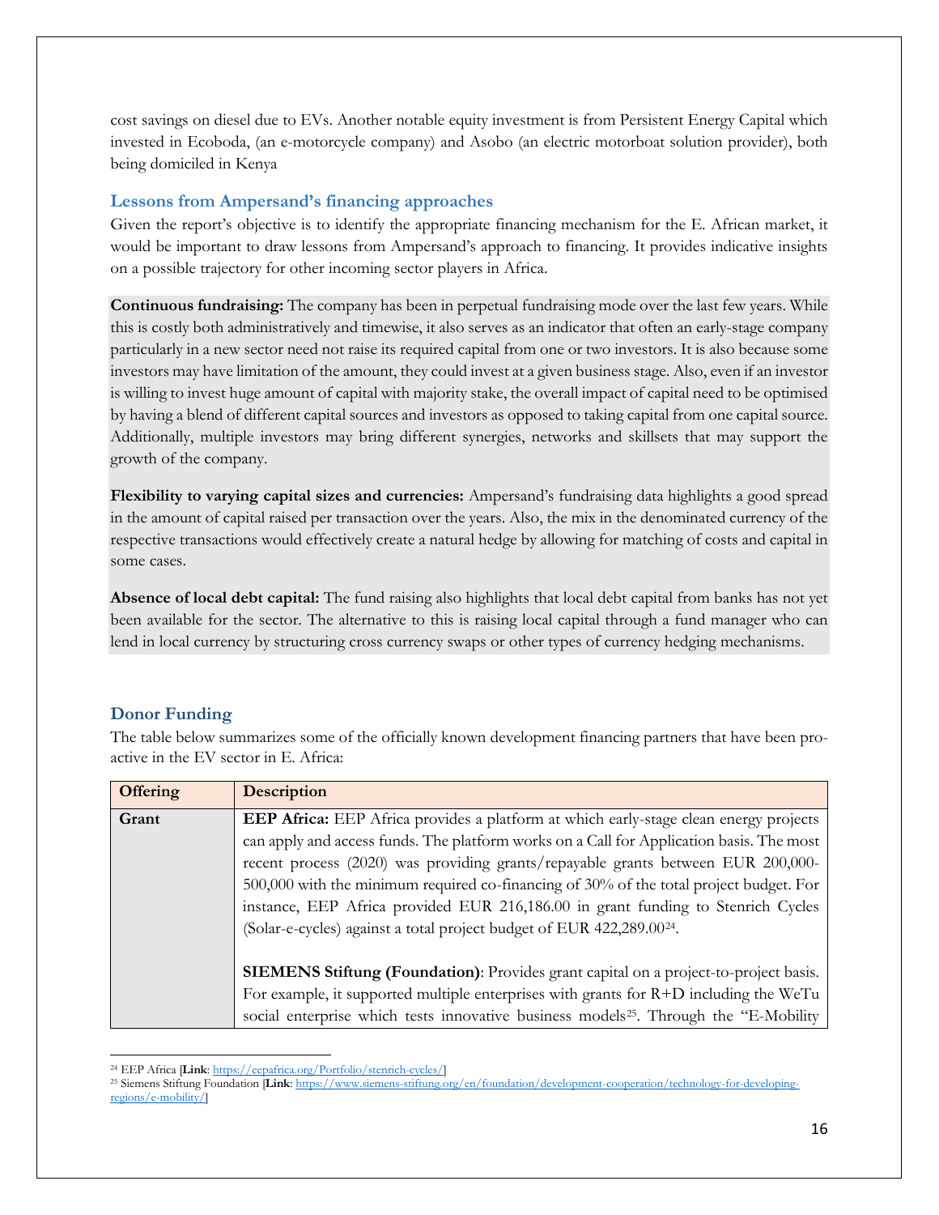cost savings on diesel due to EVs. Another notable equity investment is from Persistent Energy Capital which invested in Ecoboda, (an e-motorcycle company) and Asobo (an electric motorboat solution provider), both being domiciled in Kenya

### Lessons from Ampersand's financing approaches

Given the report's objective is to identify the appropriate financing mechanism for the E. African market, it would be important to draw lessons from Ampersand's approach to financing. It provides indicative insights on a possible trajectory for other incoming sector players in Africa.

**Continuous fundraising:** The company has been in perpetual fundraising mode over the last few years. While this is costly both administratively and timewise, it also serves as an indicator that often an early-stage company particularly in a new sector need not raise its required capital from one or two investors. It is also because some investors may have limitation of the amount, they could invest at a given business stage. Also, even if an investor is willing to invest huge amount of capital with majority stake, the overall impact of capital need to be optimised by having a blend of different capital sources and investors as opposed to taking capital from one capital source. Additionally, multiple investors may bring different synergies, networks and skillsets that may support the growth of the company.

**Flexibility to varying capital sizes and currencies:** Ampersand's fundraising data highlights a good spread in the amount of capital raised per transaction over the years. Also, the mix in the denominated currency of the respective transactions would effectively create a natural hedge by allowing for matching of costs and capital in some cases.

**Absence of local debt capital:** The fund raising also highlights that local debt capital from banks has not yet been available for the sector. The alternative to this is raising local capital through a fund manager who can lend in local currency by structuring cross currency swaps or other types of currency hedging mechanisms.

### Donor Funding

The table below summarizes some of the officially known development financing partners that have been pro-active in the EV sector in E. Africa:

| Offering | Description |
|---|---|
| **Grant** | **EEP Africa:** EEP Africa provides a platform at which early-stage clean energy projects can apply and access funds. The platform works on a Call for Application basis. The most recent process (2020) was providing grants/repayable grants between EUR 200,000-500,000 with the minimum required co-financing of 30% of the total project budget. For instance, EEP Africa provided EUR 216,186.00 in grant funding to Stenrich Cycles (Solar-e-cycles) against a total project budget of EUR 422,289.00[24]. <br><br> **SIEMENS Stiftung (Foundation)**: Provides grant capital on a project-to-project basis. For example, it supported multiple enterprises with grants for R+D including the WeTu social enterprise which tests innovative business models[25]. Through the "E-Mobility |

[24] EEP Africa [**Link**: https://eepafrica.org/Portfolio/stenrich-cycles/]

[25] Siemens Stiftung Foundation [**Link**: https://www.siemens-stiftung.org/en/foundation/development-cooperation/technology-for-developing-regions/e-mobility/]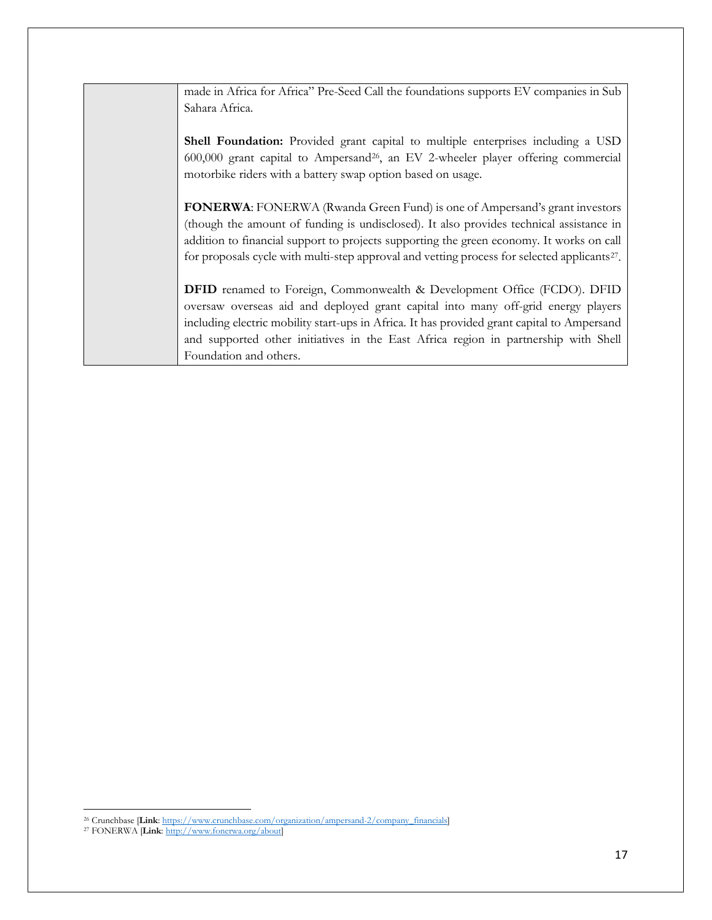| | made in Africa for Africa" Pre-Seed Call the foundations supports EV companies in Sub Sahara Africa.<br><br>**Shell Foundation:** Provided grant capital to multiple enterprises including a USD 600,000 grant capital to Ampersand[26], an EV 2-wheeler player offering commercial motorbike riders with a battery swap option based on usage.<br><br>**FONERWA**: FONERWA (Rwanda Green Fund) is one of Ampersand's grant investors (though the amount of funding is undisclosed). It also provides technical assistance in addition to financial support to projects supporting the green economy. It works on call for proposals cycle with multi-step approval and vetting process for selected applicants[27].<br><br>**DFID** renamed to Foreign, Commonwealth & Development Office (FCDO). DFID oversaw overseas aid and deployed grant capital into many off-grid energy players including electric mobility start-ups in Africa. It has provided grant capital to Ampersand and supported other initiatives in the East Africa region in partnership with Shell Foundation and others. |
|---|---|

[26] Crunchbase [**Link**: https://www.crunchbase.com/organization/ampersand-2/company_financials]
[27] FONERWA [**Link**: http://www.fonerwa.org/about]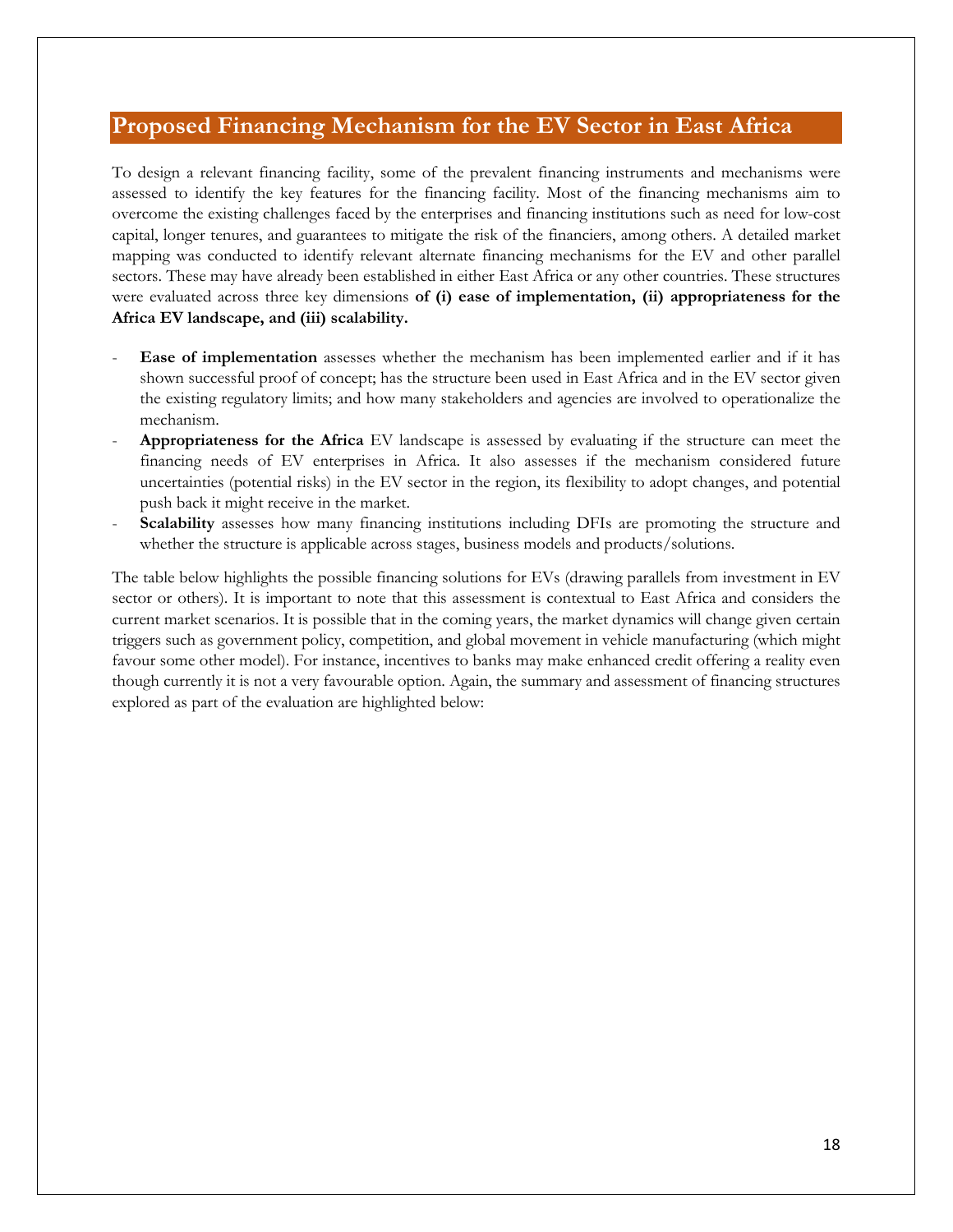## Proposed Financing Mechanism for the EV Sector in East Africa

To design a relevant financing facility, some of the prevalent financing instruments and mechanisms were assessed to identify the key features for the financing facility. Most of the financing mechanisms aim to overcome the existing challenges faced by the enterprises and financing institutions such as need for low-cost capital, longer tenures, and guarantees to mitigate the risk of the financiers, among others. A detailed market mapping was conducted to identify relevant alternate financing mechanisms for the EV and other parallel sectors. These may have already been established in either East Africa or any other countries. These structures were evaluated across three key dimensions **of (i) ease of implementation, (ii) appropriateness for the Africa EV landscape, and (iii) scalability.**

- **Ease of implementation** assesses whether the mechanism has been implemented earlier and if it has shown successful proof of concept; has the structure been used in East Africa and in the EV sector given the existing regulatory limits; and how many stakeholders and agencies are involved to operationalize the mechanism.
- **Appropriateness for the Africa** EV landscape is assessed by evaluating if the structure can meet the financing needs of EV enterprises in Africa. It also assesses if the mechanism considered future uncertainties (potential risks) in the EV sector in the region, its flexibility to adopt changes, and potential push back it might receive in the market.
- **Scalability** assesses how many financing institutions including DFIs are promoting the structure and whether the structure is applicable across stages, business models and products/solutions.

The table below highlights the possible financing solutions for EVs (drawing parallels from investment in EV sector or others). It is important to note that this assessment is contextual to East Africa and considers the current market scenarios. It is possible that in the coming years, the market dynamics will change given certain triggers such as government policy, competition, and global movement in vehicle manufacturing (which might favour some other model). For instance, incentives to banks may make enhanced credit offering a reality even though currently it is not a very favourable option. Again, the summary and assessment of financing structures explored as part of the evaluation are highlighted below: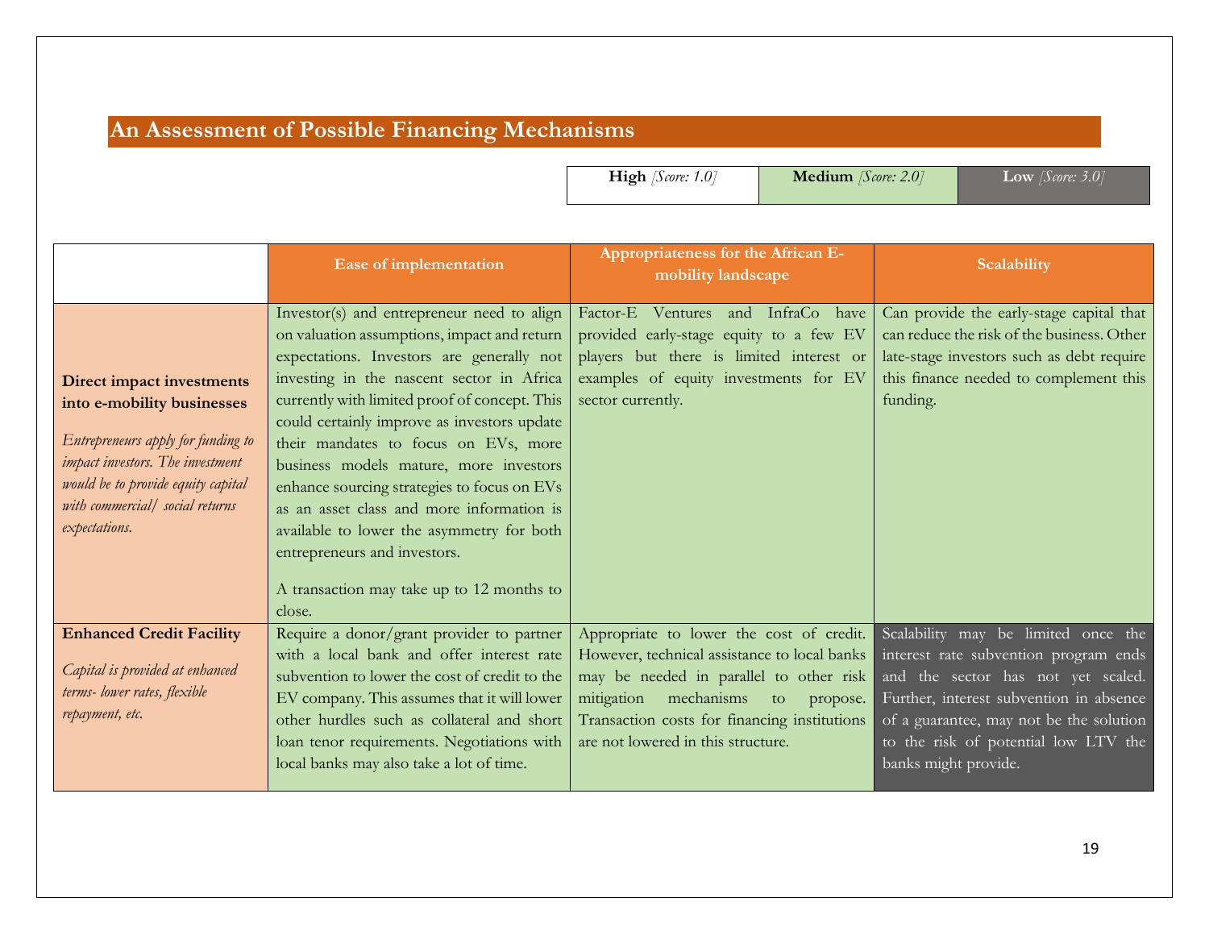## An Assessment of Possible Financing Mechanisms

| High *[Score: 1.0]* | Medium *[Score: 2.0]* | Low *[Score: 3.0]* |
|---|---|---|

| | Ease of implementation | Appropriateness for the African E-mobility landscape | Scalability |
|---|---|---|---|
| **Direct impact investments into e-mobility businesses**<br><br>*Entrepreneurs apply for funding to impact investors. The investment would be to provide equity capital with commercial/ social returns expectations.* | Investor(s) and entrepreneur need to align on valuation assumptions, impact and return expectations. Investors are generally not investing in the nascent sector in Africa currently with limited proof of concept. This could certainly improve as investors update their mandates to focus on EVs, more business models mature, more investors enhance sourcing strategies to focus on EVs as an asset class and more information is available to lower the asymmetry for both entrepreneurs and investors.<br><br>A transaction may take up to 12 months to close. | Factor-E Ventures and InfraCo have provided early-stage equity to a few EV players but there is limited interest or examples of equity investments for EV sector currently. | Can provide the early-stage capital that can reduce the risk of the business. Other late-stage investors such as debt require this finance needed to complement this funding. |
| **Enhanced Credit Facility**<br><br>*Capital is provided at enhanced terms- lower rates, flexible repayment, etc.* | Require a donor/grant provider to partner with a local bank and offer interest rate subvention to lower the cost of credit to the EV company. This assumes that it will lower other hurdles such as collateral and short loan tenor requirements. Negotiations with local banks may also take a lot of time. | Appropriate to lower the cost of credit. However, technical assistance to local banks may be needed in parallel to other risk mitigation mechanisms to propose. Transaction costs for financing institutions are not lowered in this structure. | Scalability may be limited once the interest rate subvention program ends and the sector has not yet scaled. Further, interest subvention in absence of a guarantee, may not be the solution to the risk of potential low LTV the banks might provide. |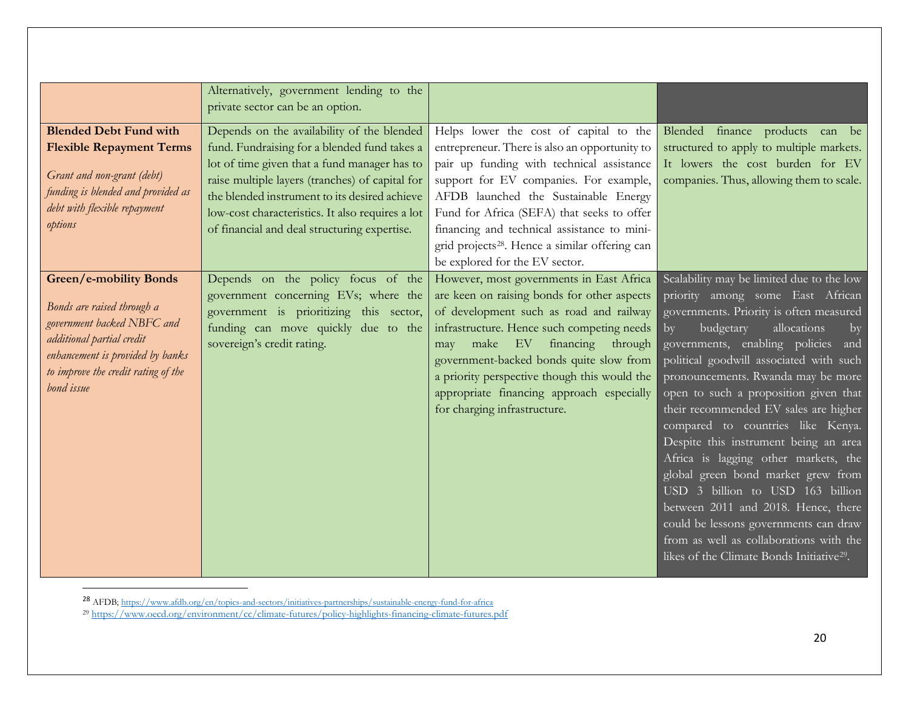| | | | |
|---|---|---|---|
| | Alternatively, government lending to the private sector can be an option. | | |
| **Blended Debt Fund with Flexible Repayment Terms**<br><br>*Grant and non-grant (debt) funding is blended and provided as debt with flexible repayment options* | Depends on the availability of the blended fund. Fundraising for a blended fund takes a lot of time given that a fund manager has to raise multiple layers (tranches) of capital for the blended instrument to its desired achieve low-cost characteristics. It also requires a lot of financial and deal structuring expertise. | Helps lower the cost of capital to the entrepreneur. There is also an opportunity to pair up funding with technical assistance support for EV companies. For example, AFDB launched the Sustainable Energy Fund for Africa (SEFA) that seeks to offer financing and technical assistance to mini-grid projects[28]. Hence a similar offering can be explored for the EV sector. | Blended finance products can be structured to apply to multiple markets. It lowers the cost burden for EV companies. Thus, allowing them to scale. |
| **Green/e-mobility Bonds**<br><br>*Bonds are raised through a government backed NBFC and additional partial credit enhancement is provided by banks to improve the credit rating of the bond issue* | Depends on the policy focus of the government concerning EVs; where the government is prioritizing this sector, funding can move quickly due to the sovereign's credit rating. | However, most governments in East Africa are keen on raising bonds for other aspects of development such as road and railway infrastructure. Hence such competing needs may make EV financing through government-backed bonds quite slow from a priority perspective though this would the appropriate financing approach especially for charging infrastructure. | Scalability may be limited due to the low priority among some East African governments. Priority is often measured by budgetary allocations by governments, enabling policies and political goodwill associated with such pronouncements. Rwanda may be more open to such a proposition given that their recommended EV sales are higher compared to countries like Kenya. Despite this instrument being an area Africa is lagging other markets, the global green bond market grew from USD 3 billion to USD 163 billion between 2011 and 2018. Hence, there could be lessons governments can draw from as well as collaborations with the likes of the Climate Bonds Initiative[29]. |

[28] AFDB; https://www.afdb.org/en/topics-and-sectors/initiatives-partnerships/sustainable-energy-fund-for-africa

[29] https://www.oecd.org/environment/cc/climate-futures/policy-highlights-financing-climate-futures.pdf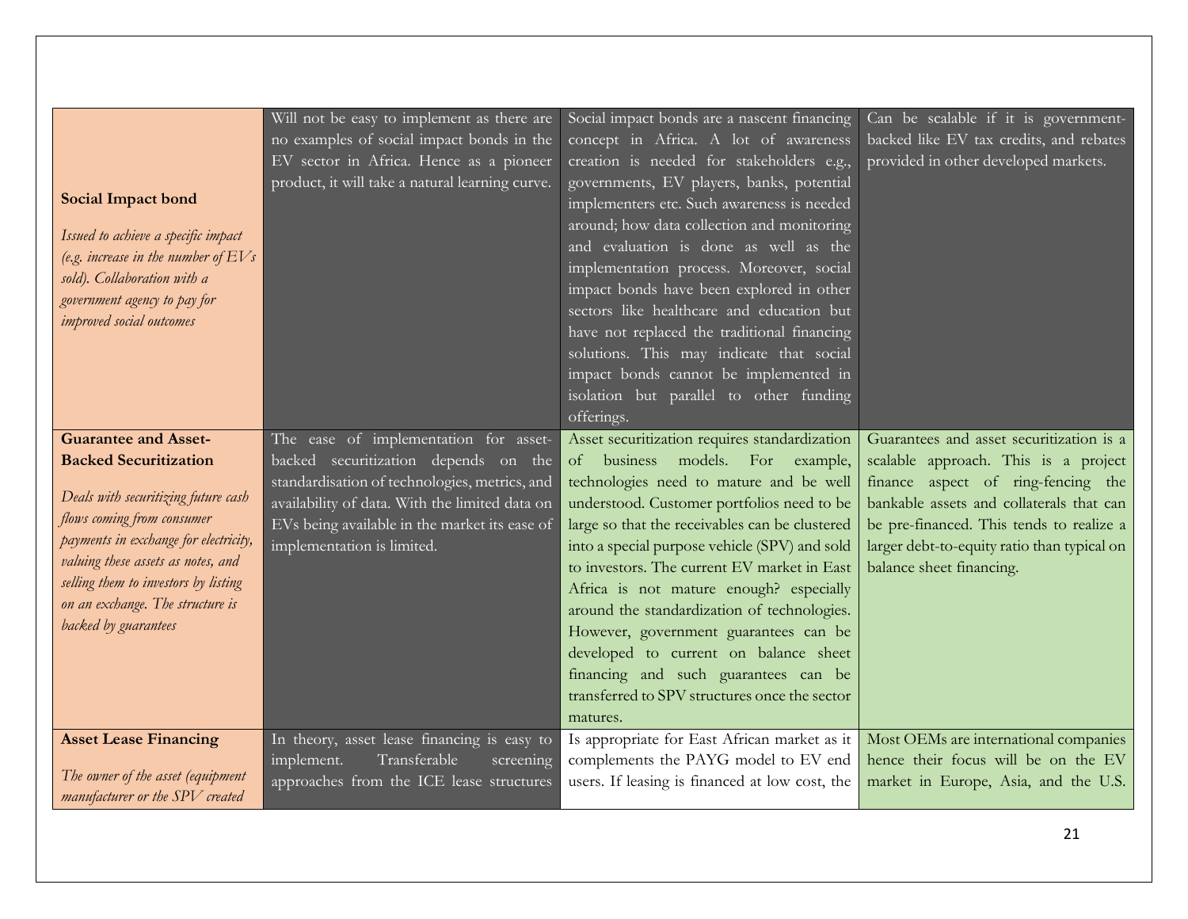| | | | |
|---|---|---|---|
| **Social Impact bond**<br><br>*Issued to achieve a specific impact (e.g. increase in the number of EVs sold). Collaboration with a government agency to pay for improved social outcomes* | Will not be easy to implement as there are no examples of social impact bonds in the EV sector in Africa. Hence as a pioneer product, it will take a natural learning curve. | Social impact bonds are a nascent financing concept in Africa. A lot of awareness creation is needed for stakeholders e.g., governments, EV players, banks, potential implementers etc. Such awareness is needed around; how data collection and monitoring and evaluation is done as well as the implementation process. Moreover, social impact bonds have been explored in other sectors like healthcare and education but have not replaced the traditional financing solutions. This may indicate that social impact bonds cannot be implemented in isolation but parallel to other funding offerings. | Can be scalable if it is government-backed like EV tax credits, and rebates provided in other developed markets. |
| **Guarantee and Asset-Backed Securitization**<br><br>*Deals with securitizing future cash flows coming from consumer payments in exchange for electricity, valuing these assets as notes, and selling them to investors by listing on an exchange. The structure is backed by guarantees* | The ease of implementation for asset-backed securitization depends on the standardisation of technologies, metrics, and availability of data. With the limited data on EVs being available in the market its ease of implementation is limited. | Asset securitization requires standardization of business models. For example, technologies need to mature and be well understood. Customer portfolios need to be large so that the receivables can be clustered into a special purpose vehicle (SPV) and sold to investors. The current EV market in East Africa is not mature enough? especially around the standardization of technologies. However, government guarantees can be developed to current on balance sheet financing and such guarantees can be transferred to SPV structures once the sector matures. | Guarantees and asset securitization is a scalable approach. This is a project finance aspect of ring-fencing the bankable assets and collaterals that can be pre-financed. This tends to realize a larger debt-to-equity ratio than typical on balance sheet financing. |
| **Asset Lease Financing**<br><br>*The owner of the asset (equipment manufacturer or the SPV created* | In theory, asset lease financing is easy to implement. Transferable screening approaches from the ICE lease structures | Is appropriate for East African market as it complements the PAYG model to EV end users. If leasing is financed at low cost, the | Most OEMs are international companies hence their focus will be on the EV market in Europe, Asia, and the U.S. |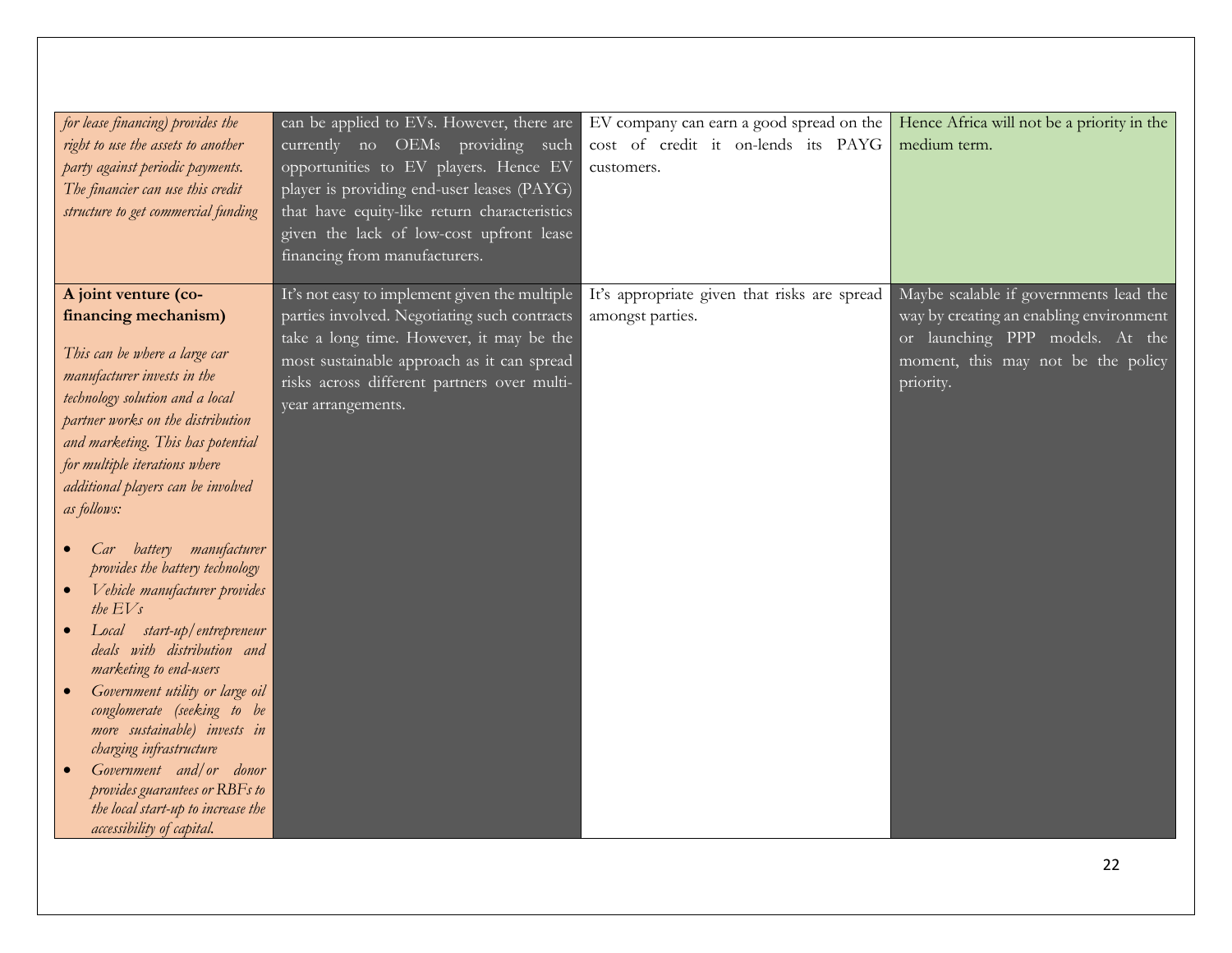| | | | |
|---|---|---|---|
| *for lease financing) provides the right to use the assets to another party against periodic payments. The financier can use this credit structure to get commercial funding* | can be applied to EVs. However, there are currently no OEMs providing such opportunities to EV players. Hence EV player is providing end-user leases (PAYG) that have equity-like return characteristics given the lack of low-cost upfront lease financing from manufacturers. | EV company can earn a good spread on the cost of credit it on-lends its PAYG customers. | Hence Africa will not be a priority in the medium term. |
| **A joint venture (co-financing mechanism)**<br><br>*This can be where a large car manufacturer invests in the technology solution and a local partner works on the distribution and marketing. This has potential for multiple iterations where additional players can be involved as follows:*<br><br>• *Car battery manufacturer provides the battery technology*<br>• *Vehicle manufacturer provides the EVs*<br>• *Local start-up/entrepreneur deals with distribution and marketing to end-users*<br>• *Government utility or large oil conglomerate (seeking to be more sustainable) invests in charging infrastructure*<br>• *Government and/or donor provides guarantees or RBFs to the local start-up to increase the accessibility of capital.* | It's not easy to implement given the multiple parties involved. Negotiating such contracts take a long time. However, it may be the most sustainable approach as it can spread risks across different partners over multi-year arrangements. | It's appropriate given that risks are spread amongst parties. | Maybe scalable if governments lead the way by creating an enabling environment or launching PPP models. At the moment, this may not be the policy priority. |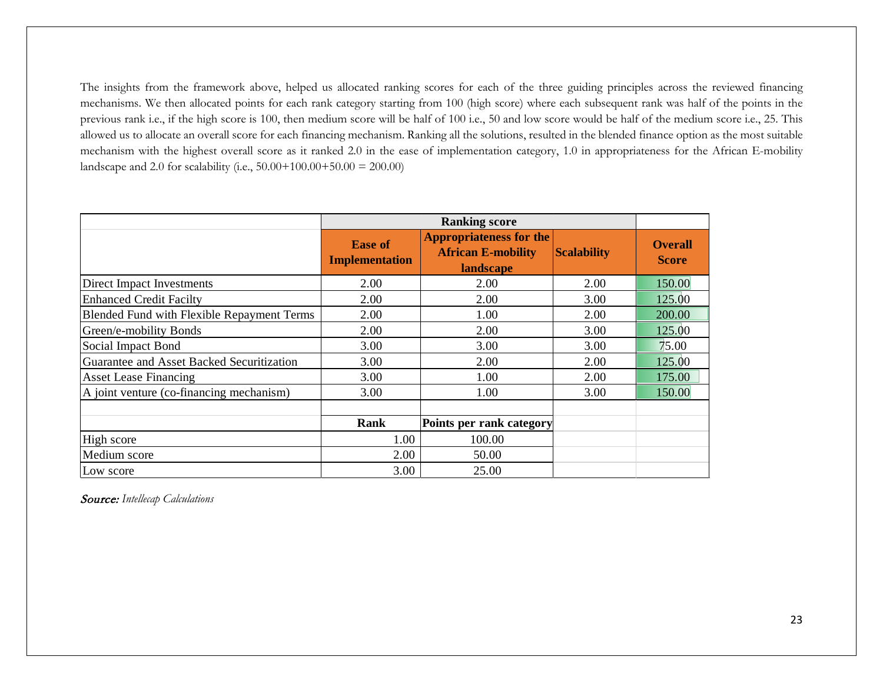The insights from the framework above, helped us allocated ranking scores for each of the three guiding principles across the reviewed financing mechanisms. We then allocated points for each rank category starting from 100 (high score) where each subsequent rank was half of the points in the previous rank i.e., if the high score is 100, then medium score will be half of 100 i.e., 50 and low score would be half of the medium score i.e., 25. This allowed us to allocate an overall score for each financing mechanism. Ranking all the solutions, resulted in the blended finance option as the most suitable mechanism with the highest overall score as it ranked 2.0 in the ease of implementation category, 1.0 in appropriateness for the African E-mobility landscape and 2.0 for scalability (i.e., 50.00+100.00+50.00 = 200.00)

| | **Ranking score** | | | |
|---|---|---|---|---|
| | **Ease of Implementation** | **Appropriateness for the African E-mobility landscape** | **Scalability** | **Overall Score** |
| Direct Impact Investments | 2.00 | 2.00 | 2.00 | 150.00 |
| Enhanced Credit Facilty | 2.00 | 2.00 | 3.00 | 125.00 |
| Blended Fund with Flexible Repayment Terms | 2.00 | 1.00 | 2.00 | 200.00 |
| Green/e-mobility Bonds | 2.00 | 2.00 | 3.00 | 125.00 |
| Social Impact Bond | 3.00 | 3.00 | 3.00 | 75.00 |
| Guarantee and Asset Backed Securitization | 3.00 | 2.00 | 2.00 | 125.00 |
| Asset Lease Financing | 3.00 | 1.00 | 2.00 | 175.00 |
| A joint venture (co-financing mechanism) | 3.00 | 1.00 | 3.00 | 150.00 |

| | **Rank** | **Points per rank category** |
|---|---|---|
| High score | 1.00 | 100.00 |
| Medium score | 2.00 | 50.00 |
| Low score | 3.00 | 25.00 |

*Source: Intellecap Calculations*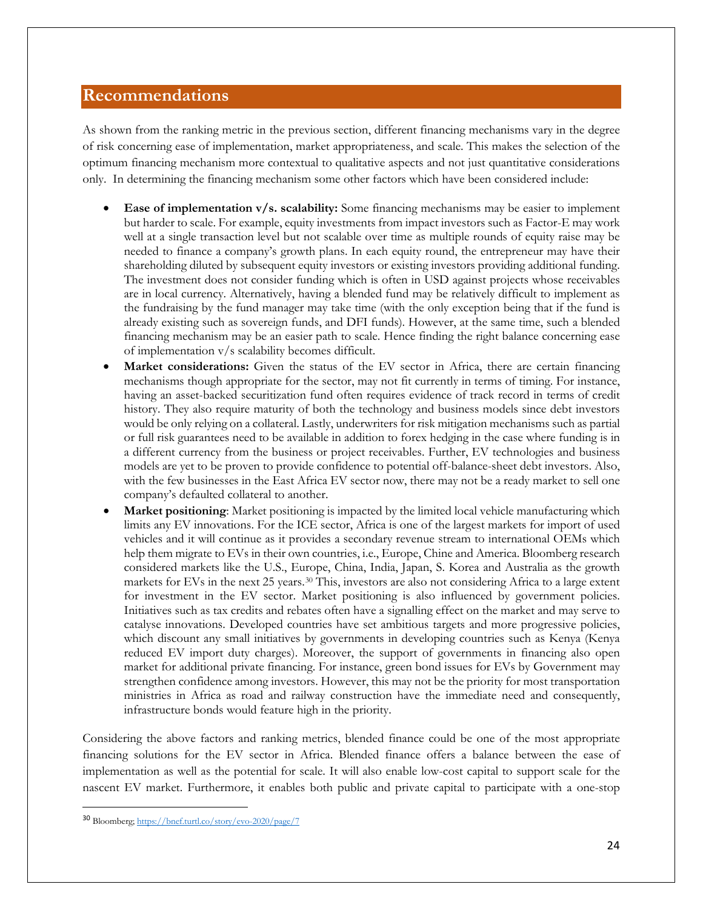## Recommendations

As shown from the ranking metric in the previous section, different financing mechanisms vary in the degree of risk concerning ease of implementation, market appropriateness, and scale. This makes the selection of the optimum financing mechanism more contextual to qualitative aspects and not just quantitative considerations only. In determining the financing mechanism some other factors which have been considered include:

- **Ease of implementation v/s. scalability:** Some financing mechanisms may be easier to implement but harder to scale. For example, equity investments from impact investors such as Factor-E may work well at a single transaction level but not scalable over time as multiple rounds of equity raise may be needed to finance a company's growth plans. In each equity round, the entrepreneur may have their shareholding diluted by subsequent equity investors or existing investors providing additional funding. The investment does not consider funding which is often in USD against projects whose receivables are in local currency. Alternatively, having a blended fund may be relatively difficult to implement as the fundraising by the fund manager may take time (with the only exception being that if the fund is already existing such as sovereign funds, and DFI funds). However, at the same time, such a blended financing mechanism may be an easier path to scale. Hence finding the right balance concerning ease of implementation v/s scalability becomes difficult.
- **Market considerations:** Given the status of the EV sector in Africa, there are certain financing mechanisms though appropriate for the sector, may not fit currently in terms of timing. For instance, having an asset-backed securitization fund often requires evidence of track record in terms of credit history. They also require maturity of both the technology and business models since debt investors would be only relying on a collateral. Lastly, underwriters for risk mitigation mechanisms such as partial or full risk guarantees need to be available in addition to forex hedging in the case where funding is in a different currency from the business or project receivables. Further, EV technologies and business models are yet to be proven to provide confidence to potential off-balance-sheet debt investors. Also, with the few businesses in the East Africa EV sector now, there may not be a ready market to sell one company's defaulted collateral to another.
- **Market positioning**: Market positioning is impacted by the limited local vehicle manufacturing which limits any EV innovations. For the ICE sector, Africa is one of the largest markets for import of used vehicles and it will continue as it provides a secondary revenue stream to international OEMs which help them migrate to EVs in their own countries, i.e., Europe, Chine and America. Bloomberg research considered markets like the U.S., Europe, China, India, Japan, S. Korea and Australia as the growth markets for EVs in the next 25 years.[30] This, investors are also not considering Africa to a large extent for investment in the EV sector. Market positioning is also influenced by government policies. Initiatives such as tax credits and rebates often have a signalling effect on the market and may serve to catalyse innovations. Developed countries have set ambitious targets and more progressive policies, which discount any small initiatives by governments in developing countries such as Kenya (Kenya reduced EV import duty charges). Moreover, the support of governments in financing also open market for additional private financing. For instance, green bond issues for EVs by Government may strengthen confidence among investors. However, this may not be the priority for most transportation ministries in Africa as road and railway construction have the immediate need and consequently, infrastructure bonds would feature high in the priority.

Considering the above factors and ranking metrics, blended finance could be one of the most appropriate financing solutions for the EV sector in Africa. Blended finance offers a balance between the ease of implementation as well as the potential for scale. It will also enable low-cost capital to support scale for the nascent EV market. Furthermore, it enables both public and private capital to participate with a one-stop

[30] Bloomberg; https://bnef.turtl.co/story/evo-2020/page/7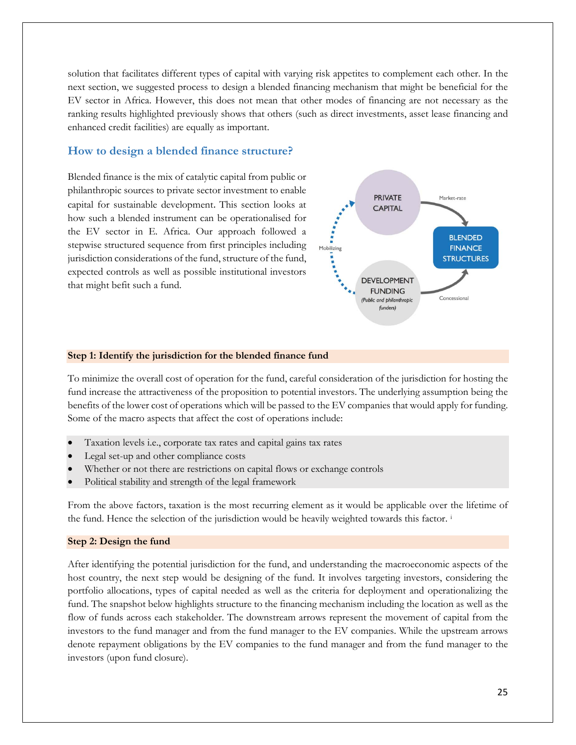solution that facilitates different types of capital with varying risk appetites to complement each other. In the next section, we suggested process to design a blended financing mechanism that might be beneficial for the EV sector in Africa. However, this does not mean that other modes of financing are not necessary as the ranking results highlighted previously shows that others (such as direct investments, asset lease financing and enhanced credit facilities) are equally as important.

## How to design a blended finance structure?

Blended finance is the mix of catalytic capital from public or philanthropic sources to private sector investment to enable capital for sustainable development. This section looks at how such a blended instrument can be operationalised for the EV sector in E. Africa. Our approach followed a stepwise structured sequence from first principles including jurisdiction considerations of the fund, structure of the fund, expected controls as well as possible institutional investors that might befit such a fund.

PRIVATE CAPITAL — Market-rate → BLENDED FINANCE STRUCTURES

DEVELOPMENT FUNDING (Public and philanthropic funders) — Concessional → BLENDED FINANCE STRUCTURES

Mobilizing

**Step 1: Identify the jurisdiction for the blended finance fund**

To minimize the overall cost of operation for the fund, careful consideration of the jurisdiction for hosting the fund increase the attractiveness of the proposition to potential investors. The underlying assumption being the benefits of the lower cost of operations which will be passed to the EV companies that would apply for funding. Some of the macro aspects that affect the cost of operations include:

- Taxation levels i.e., corporate tax rates and capital gains tax rates
- Legal set-up and other compliance costs
- Whether or not there are restrictions on capital flows or exchange controls
- Political stability and strength of the legal framework

From the above factors, taxation is the most recurring element as it would be applicable over the lifetime of the fund. Hence the selection of the jurisdiction would be heavily weighted towards this factor. [i]

**Step 2: Design the fund**

After identifying the potential jurisdiction for the fund, and understanding the macroeconomic aspects of the host country, the next step would be designing of the fund. It involves targeting investors, considering the portfolio allocations, types of capital needed as well as the criteria for deployment and operationalizing the fund. The snapshot below highlights structure to the financing mechanism including the location as well as the flow of funds across each stakeholder. The downstream arrows represent the movement of capital from the investors to the fund manager and from the fund manager to the EV companies. While the upstream arrows denote repayment obligations by the EV companies to the fund manager and from the fund manager to the investors (upon fund closure).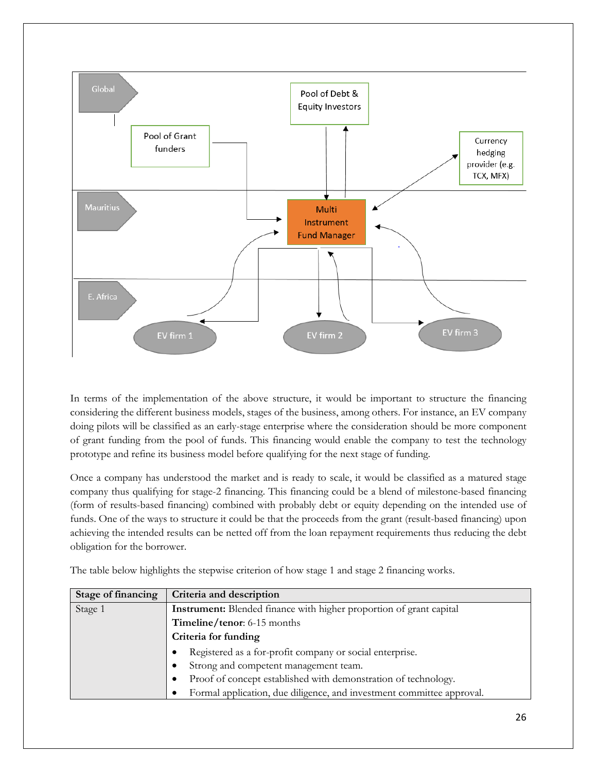In terms of the implementation of the above structure, it would be important to structure the financing considering the different business models, stages of the business, among others. For instance, an EV company doing pilots will be classified as an early-stage enterprise where the consideration should be more component of grant funding from the pool of funds. This financing would enable the company to test the technology prototype and refine its business model before qualifying for the next stage of funding.

Once a company has understood the market and is ready to scale, it would be classified as a matured stage company thus qualifying for stage-2 financing. This financing could be a blend of milestone-based financing (form of results-based financing) combined with probably debt or equity depending on the intended use of funds. One of the ways to structure it could be that the proceeds from the grant (result-based financing) upon achieving the intended results can be netted off from the loan repayment requirements thus reducing the debt obligation for the borrower.

The table below highlights the stepwise criterion of how stage 1 and stage 2 financing works.

| Stage of financing | Criteria and description |
|---|---|
| Stage 1 | **Instrument:** Blended finance with higher proportion of grant capital<br>**Timeline/tenor**: 6-15 months<br>**Criteria for funding**<br>• Registered as a for-profit company or social enterprise.<br>• Strong and competent management team.<br>• Proof of concept established with demonstration of technology.<br>• Formal application, due diligence, and investment committee approval. |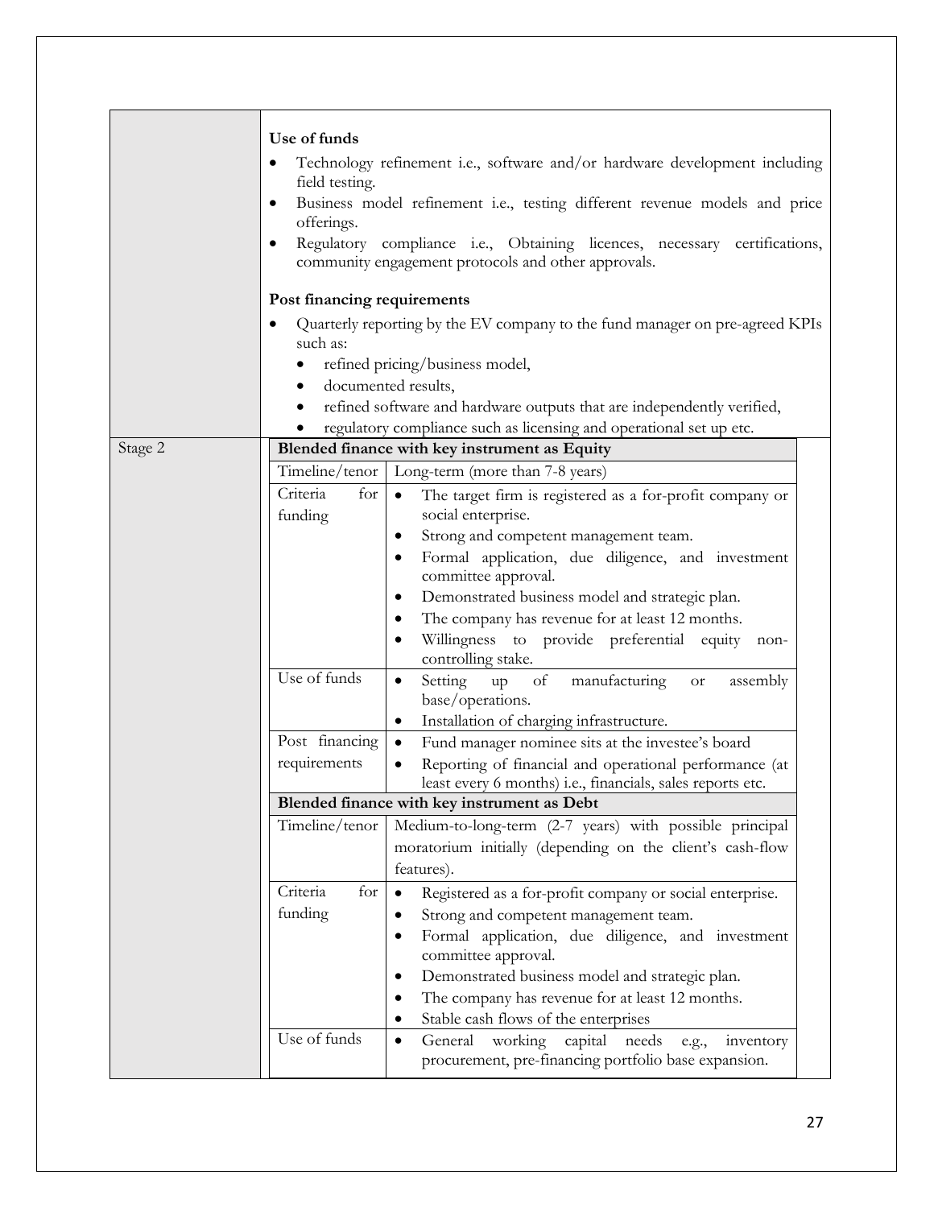| | |
|---|---|
| | **Use of funds**<br>• Technology refinement i.e., software and/or hardware development including field testing.<br>• Business model refinement i.e., testing different revenue models and price offerings.<br>• Regulatory compliance i.e., Obtaining licences, necessary certifications, community engagement protocols and other approvals.<br><br>**Post financing requirements**<br>• Quarterly reporting by the EV company to the fund manager on pre-agreed KPIs such as:<br>&nbsp;&nbsp;• refined pricing/business model,<br>&nbsp;&nbsp;• documented results,<br>&nbsp;&nbsp;• refined software and hardware outputs that are independently verified,<br>&nbsp;&nbsp;• regulatory compliance such as licensing and operational set up etc. |
| Stage 2 | **Blended finance with key instrument as Equity** |
| | **Timeline/tenor:** Long-term (more than 7-8 years) |
| | **Criteria for funding:**<br>• The target firm is registered as a for-profit company or social enterprise.<br>• Strong and competent management team.<br>• Formal application, due diligence, and investment committee approval.<br>• Demonstrated business model and strategic plan.<br>• The company has revenue for at least 12 months.<br>• Willingness to provide preferential equity non-controlling stake. |
| | **Use of funds:**<br>• Setting up of manufacturing or assembly base/operations.<br>• Installation of charging infrastructure. |
| | **Post financing requirements:**<br>• Fund manager nominee sits at the investee's board<br>• Reporting of financial and operational performance (at least every 6 months) i.e., financials, sales reports etc. |
| | **Blended finance with key instrument as Debt** |
| | **Timeline/tenor:** Medium-to-long-term (2-7 years) with possible principal moratorium initially (depending on the client's cash-flow features). |
| | **Criteria for funding:**<br>• Registered as a for-profit company or social enterprise.<br>• Strong and competent management team.<br>• Formal application, due diligence, and investment committee approval.<br>• Demonstrated business model and strategic plan.<br>• The company has revenue for at least 12 months.<br>• Stable cash flows of the enterprises |
| | **Use of funds:**<br>• General working capital needs e.g., inventory procurement, pre-financing portfolio base expansion. |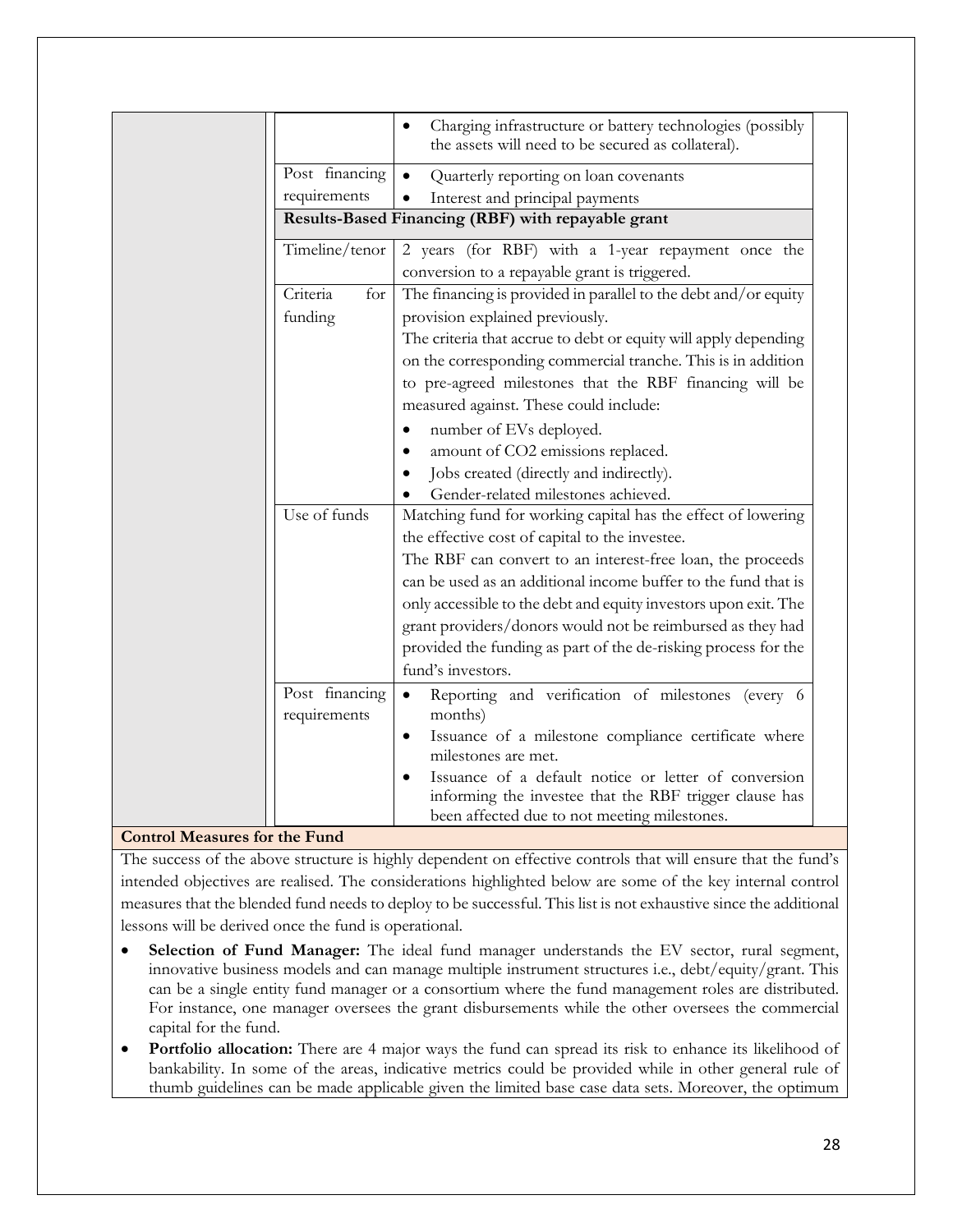| | |
|---|---|
| | • Charging infrastructure or battery technologies (possibly the assets will need to be secured as collateral). |
| Post financing requirements | • Quarterly reporting on loan covenants<br>• Interest and principal payments |
| **Results-Based Financing (RBF) with repayable grant** | |
| Timeline/tenor | 2 years (for RBF) with a 1-year repayment once the conversion to a repayable grant is triggered. |
| Criteria for funding | The financing is provided in parallel to the debt and/or equity provision explained previously.<br>The criteria that accrue to debt or equity will apply depending on the corresponding commercial tranche. This is in addition to pre-agreed milestones that the RBF financing will be measured against. These could include:<br>• number of EVs deployed.<br>• amount of CO2 emissions replaced.<br>• Jobs created (directly and indirectly).<br>• Gender-related milestones achieved. |
| Use of funds | Matching fund for working capital has the effect of lowering the effective cost of capital to the investee.<br>The RBF can convert to an interest-free loan, the proceeds can be used as an additional income buffer to the fund that is only accessible to the debt and equity investors upon exit. The grant providers/donors would not be reimbursed as they had provided the funding as part of the de-risking process for the fund's investors. |
| Post financing requirements | • Reporting and verification of milestones (every 6 months)<br>• Issuance of a milestone compliance certificate where milestones are met.<br>• Issuance of a default notice or letter of conversion informing the investee that the RBF trigger clause has been affected due to not meeting milestones. |

**Control Measures for the Fund**

The success of the above structure is highly dependent on effective controls that will ensure that the fund's intended objectives are realised. The considerations highlighted below are some of the key internal control measures that the blended fund needs to deploy to be successful. This list is not exhaustive since the additional lessons will be derived once the fund is operational.

- **Selection of Fund Manager:** The ideal fund manager understands the EV sector, rural segment, innovative business models and can manage multiple instrument structures i.e., debt/equity/grant. This can be a single entity fund manager or a consortium where the fund management roles are distributed. For instance, one manager oversees the grant disbursements while the other oversees the commercial capital for the fund.
- **Portfolio allocation:** There are 4 major ways the fund can spread its risk to enhance its likelihood of bankability. In some of the areas, indicative metrics could be provided while in other general rule of thumb guidelines can be made applicable given the limited base case data sets. Moreover, the optimum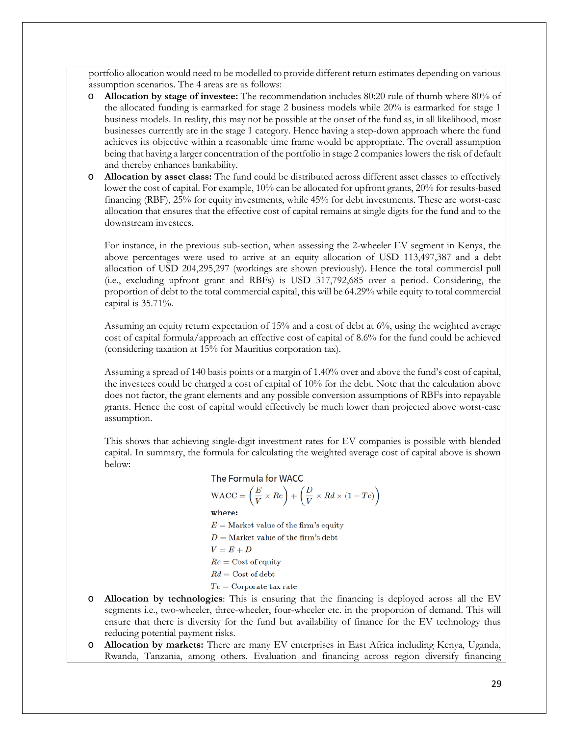portfolio allocation would need to be modelled to provide different return estimates depending on various assumption scenarios. The 4 areas are as follows:

- **Allocation by stage of investee:** The recommendation includes 80:20 rule of thumb where 80% of the allocated funding is earmarked for stage 2 business models while 20% is earmarked for stage 1 business models. In reality, this may not be possible at the onset of the fund as, in all likelihood, most businesses currently are in the stage 1 category. Hence having a step-down approach where the fund achieves its objective within a reasonable time frame would be appropriate. The overall assumption being that having a larger concentration of the portfolio in stage 2 companies lowers the risk of default and thereby enhances bankability.
- **Allocation by asset class:** The fund could be distributed across different asset classes to effectively lower the cost of capital. For example, 10% can be allocated for upfront grants, 20% for results-based financing (RBF), 25% for equity investments, while 45% for debt investments. These are worst-case allocation that ensures that the effective cost of capital remains at single digits for the fund and to the downstream investees.

  For instance, in the previous sub-section, when assessing the 2-wheeler EV segment in Kenya, the above percentages were used to arrive at an equity allocation of USD 113,497,387 and a debt allocation of USD 204,295,297 (workings are shown previously). Hence the total commercial pull (i.e., excluding upfront grant and RBFs) is USD 317,792,685 over a period. Considering, the proportion of debt to the total commercial capital, this will be 64.29% while equity to total commercial capital is 35.71%.

  Assuming an equity return expectation of 15% and a cost of debt at 6%, using the weighted average cost of capital formula/approach an effective cost of capital of 8.6% for the fund could be achieved (considering taxation at 15% for Mauritius corporation tax).

  Assuming a spread of 140 basis points or a margin of 1.40% over and above the fund's cost of capital, the investees could be charged a cost of capital of 10% for the debt. Note that the calculation above does not factor, the grant elements and any possible conversion assumptions of RBFs into repayable grants. Hence the cost of capital would effectively be much lower than projected above worst-case assumption.

  This shows that achieving single-digit investment rates for EV companies is possible with blended capital. In summary, the formula for calculating the weighted average cost of capital above is shown below:

  The Formula for WACC

  $$\text{WACC} = \left(\frac{E}{V} \times Re\right) + \left(\frac{D}{V} \times Rd \times (1 - Tc)\right)$$

  **where:**

  $E$ = Market value of the firm's equity

  $D$ = Market value of the firm's debt

  $V = E + D$

  $Re$ = Cost of equity

  $Rd$ = Cost of debt

  $Tc$ = Corporate tax rate

- **Allocation by technologies**: This is ensuring that the financing is deployed across all the EV segments i.e., two-wheeler, three-wheeler, four-wheeler etc. in the proportion of demand. This will ensure that there is diversity for the fund but availability of finance for the EV technology thus reducing potential payment risks.
- **Allocation by markets:** There are many EV enterprises in East Africa including Kenya, Uganda, Rwanda, Tanzania, among others. Evaluation and financing across region diversify financing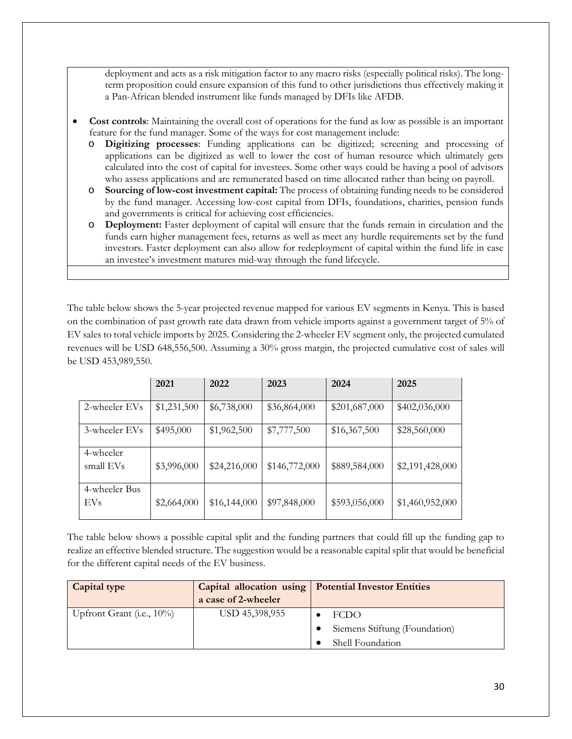deployment and acts as a risk mitigation factor to any macro risks (especially political risks). The long-term proposition could ensure expansion of this fund to other jurisdictions thus effectively making it a Pan-African blended instrument like funds managed by DFIs like AFDB.

- **Cost controls**: Maintaining the overall cost of operations for the fund as low as possible is an important feature for the fund manager. Some of the ways for cost management include:
  - **Digitizing processes**: Funding applications can be digitized; screening and processing of applications can be digitized as well to lower the cost of human resource which ultimately gets calculated into the cost of capital for investees. Some other ways could be having a pool of advisors who assess applications and are remunerated based on time allocated rather than being on payroll.
  - **Sourcing of low-cost investment capital:** The process of obtaining funding needs to be considered by the fund manager. Accessing low-cost capital from DFIs, foundations, charities, pension funds and governments is critical for achieving cost efficiencies.
  - **Deployment:** Faster deployment of capital will ensure that the funds remain in circulation and the funds earn higher management fees, returns as well as meet any hurdle requirements set by the fund investors. Faster deployment can also allow for redeployment of capital within the fund life in case an investee's investment matures mid-way through the fund lifecycle.

The table below shows the 5-year projected revenue mapped for various EV segments in Kenya. This is based on the combination of past growth rate data drawn from vehicle imports against a government target of 5% of EV sales to total vehicle imports by 2025. Considering the 2-wheeler EV segment only, the projected cumulated revenues will be USD 648,556,500. Assuming a 30% gross margin, the projected cumulative cost of sales will be USD 453,989,550.

| | 2021 | 2022 | 2023 | 2024 | 2025 |
|---|---|---|---|---|---|
| 2-wheeler EVs | $1,231,500 | $6,738,000 | $36,864,000 | $201,687,000 | $402,036,000 |
| 3-wheeler EVs | $495,000 | $1,962,500 | $7,777,500 | $16,367,500 | $28,560,000 |
| 4-wheeler small EVs | $3,996,000 | $24,216,000 | $146,772,000 | $889,584,000 | $2,191,428,000 |
| 4-wheeler Bus EVs | $2,664,000 | $16,144,000 | $97,848,000 | $593,056,000 | $1,460,952,000 |

The table below shows a possible capital split and the funding partners that could fill up the funding gap to realize an effective blended structure. The suggestion would be a reasonable capital split that would be beneficial for the different capital needs of the EV business.

| Capital type | Capital allocation using a case of 2-wheeler | Potential Investor Entities |
|---|---|---|
| Upfront Grant (i.e., 10%) | USD 45,398,955 | • FCDO<br>• Siemens Stiftung (Foundation)<br>• Shell Foundation |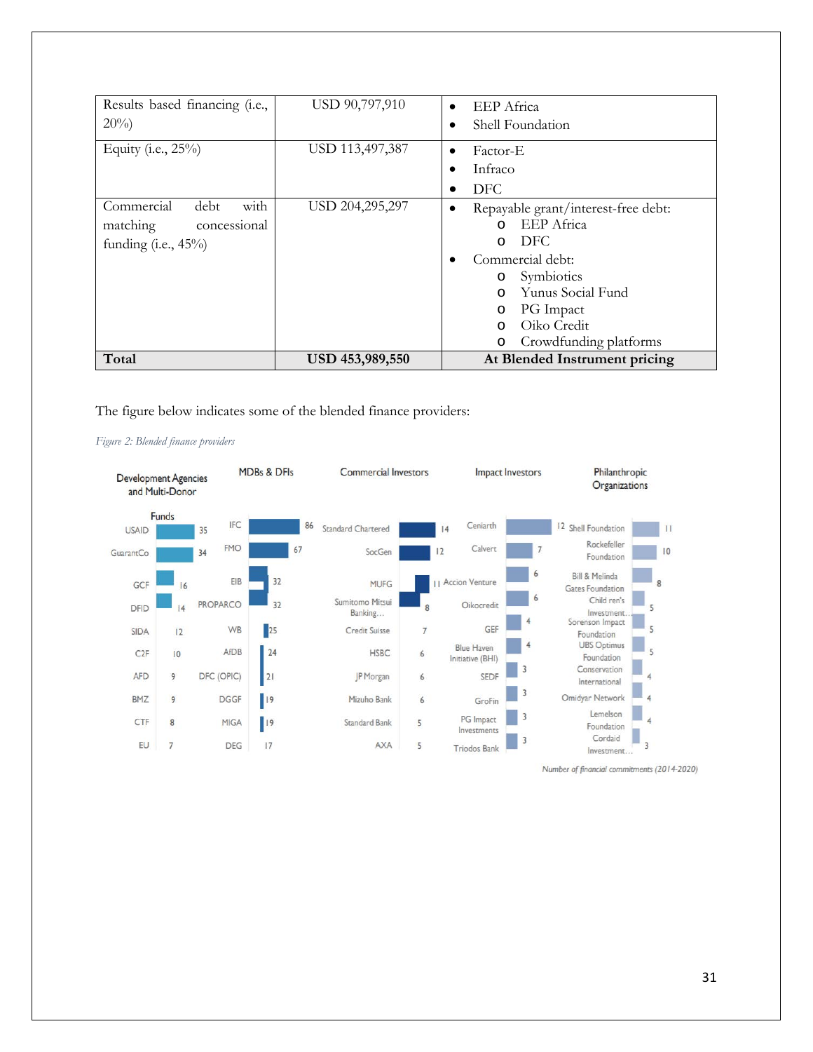| Results based financing (i.e., 20%) | USD 90,797,910 | • EEP Africa<br>• Shell Foundation |
|---|---|---|
| Equity (i.e., 25%) | USD 113,497,387 | • Factor-E<br>• Infraco<br>• DFC |
| Commercial debt with matching concessional funding (i.e., 45%) | USD 204,295,297 | • Repayable grant/interest-free debt:<br>  o EEP Africa<br>  o DFC<br>• Commercial debt:<br>  o Symbiotics<br>  o Yunus Social Fund<br>  o PG Impact<br>  o Oiko Credit<br>  o Crowdfunding platforms |
| **Total** | **USD 453,989,550** | **At Blended Instrument pricing** |

The figure below indicates some of the blended finance providers:

*Figure 2: Blended finance providers*

| Development Agencies and Multi-Donor Funds | | MDBs & DFIs | | Commercial Investors | | Impact Investors | | Philanthropic Organizations | |
|---|---|---|---|---|---|---|---|---|---|
| USAID | 35 | IFC | 86 | Standard Chartered | 14 | Ceniarth | 12 | Shell Foundation | 11 |
| GuarantCo | 34 | FMO | 67 | SocGen | 12 | Calvert | 7 | Rockefeller Foundation | 10 |
| GCF | 16 | EIB | 32 | MUFG | 11 | Accion Venture | 6 | Bill & Melinda Gates Foundation | 8 |
| DFID | 14 | PROPARCO | 32 | Sumitomo Mitsui Banking… | 8 | Oikocredit | 6 | Child ren's Investment… | 5 |
| SIDA | 12 | WB | 25 | Credit Suisse | 7 | GEF | 4 | Sorenson Impact Foundation | 5 |
| C2F | 10 | AfDB | 24 | HSBC | 6 | Blue Haven Initiative (BHI) | 4 | UBS Optimus Foundation | 5 |
| AFD | 9 | DFC (OPIC) | 21 | JP Morgan | 6 | SEDF | 3 | Conservation International | 4 |
| BMZ | 9 | DGGF | 19 | Mizuho Bank | 6 | GroFin | 3 | Omidyar Network | 4 |
| CTF | 8 | MIGA | 19 | Standard Bank | 5 | PG Impact Investments | 3 | Lemelson Foundation | 4 |
| EU | 7 | DEG | 17 | AXA | 5 | Triodos Bank | 3 | Cordaid Investment… | 3 |

*Number of financial commitments (2014-2020)*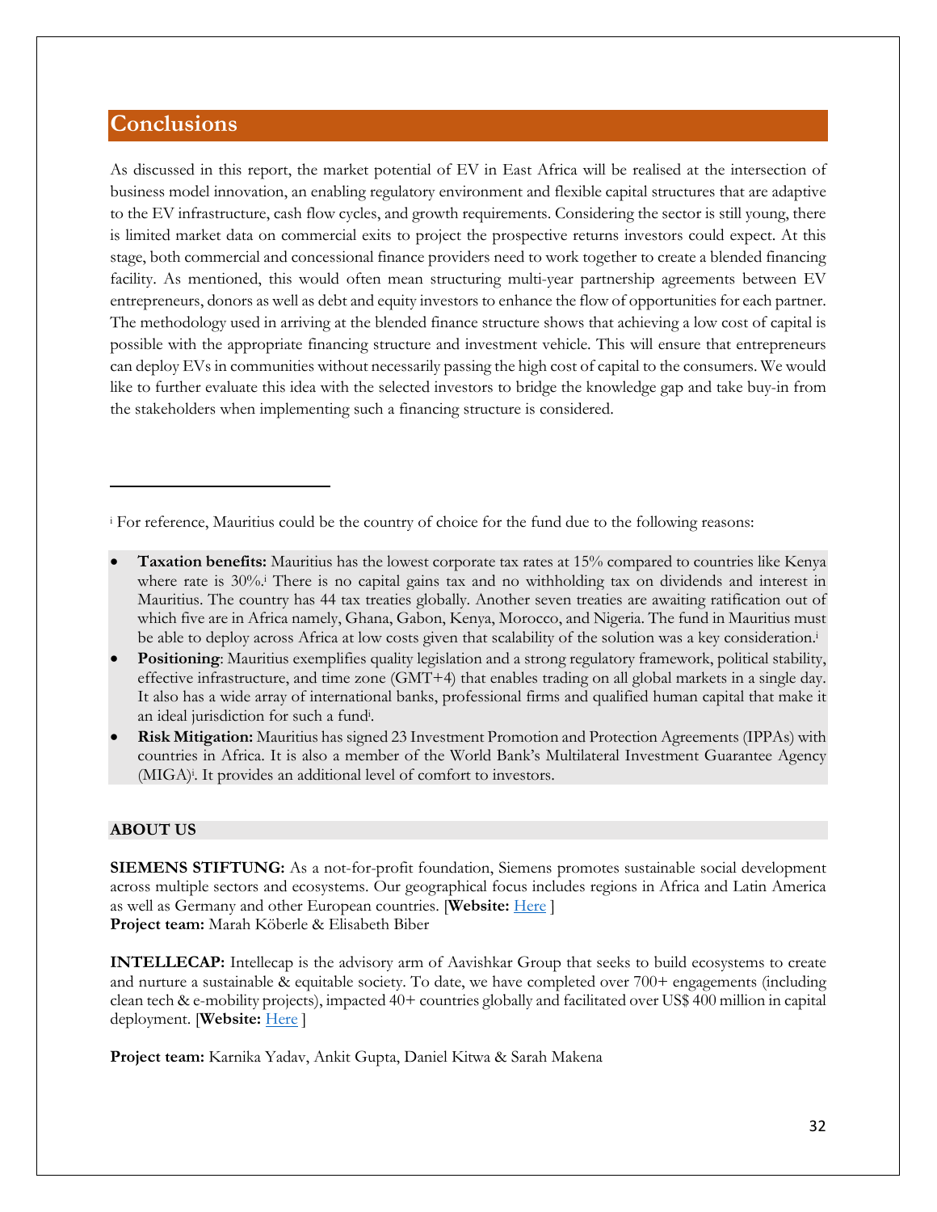## Conclusions

As discussed in this report, the market potential of EV in East Africa will be realised at the intersection of business model innovation, an enabling regulatory environment and flexible capital structures that are adaptive to the EV infrastructure, cash flow cycles, and growth requirements. Considering the sector is still young, there is limited market data on commercial exits to project the prospective returns investors could expect. At this stage, both commercial and concessional finance providers need to work together to create a blended financing facility. As mentioned, this would often mean structuring multi-year partnership agreements between EV entrepreneurs, donors as well as debt and equity investors to enhance the flow of opportunities for each partner. The methodology used in arriving at the blended finance structure shows that achieving a low cost of capital is possible with the appropriate financing structure and investment vehicle. This will ensure that entrepreneurs can deploy EVs in communities without necessarily passing the high cost of capital to the consumers. We would like to further evaluate this idea with the selected investors to bridge the knowledge gap and take buy-in from the stakeholders when implementing such a financing structure is considered.

---

[i] For reference, Mauritius could be the country of choice for the fund due to the following reasons:

- **Taxation benefits:** Mauritius has the lowest corporate tax rates at 15% compared to countries like Kenya where rate is 30%.[i] There is no capital gains tax and no withholding tax on dividends and interest in Mauritius. The country has 44 tax treaties globally. Another seven treaties are awaiting ratification out of which five are in Africa namely, Ghana, Gabon, Kenya, Morocco, and Nigeria. The fund in Mauritius must be able to deploy across Africa at low costs given that scalability of the solution was a key consideration.[i]
- **Positioning**: Mauritius exemplifies quality legislation and a strong regulatory framework, political stability, effective infrastructure, and time zone (GMT+4) that enables trading on all global markets in a single day. It also has a wide array of international banks, professional firms and qualified human capital that make it an ideal jurisdiction for such a fund[i].
- **Risk Mitigation:** Mauritius has signed 23 Investment Promotion and Protection Agreements (IPPAs) with countries in Africa. It is also a member of the World Bank's Multilateral Investment Guarantee Agency (MIGA)[i]. It provides an additional level of comfort to investors.

**ABOUT US**

**SIEMENS STIFTUNG:** As a not-for-profit foundation, Siemens promotes sustainable social development across multiple sectors and ecosystems. Our geographical focus includes regions in Africa and Latin America as well as Germany and other European countries. [**Website:** Here ]
**Project team:** Marah Köberle & Elisabeth Biber

**INTELLECAP:** Intellecap is the advisory arm of Aavishkar Group that seeks to build ecosystems to create and nurture a sustainable & equitable society. To date, we have completed over 700+ engagements (including clean tech & e-mobility projects), impacted 40+ countries globally and facilitated over US$ 400 million in capital deployment. [**Website:** Here ]

**Project team:** Karnika Yadav, Ankit Gupta, Daniel Kitwa & Sarah Makena